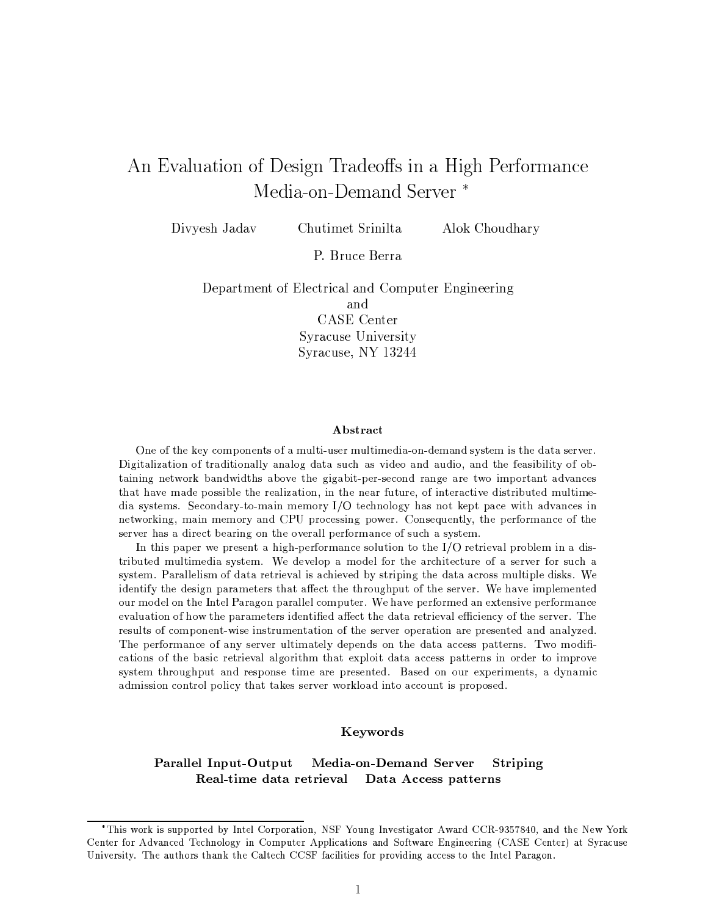# An Evaluation of Design Tradeoffs in a High Performance Media-on-Demand Server *

Divyesh Jadav     Chutimet Srinilta     Alok Choudhary

P. Bruce Berra

Department of Electrical and Computer Engineering
and
CASE Center
Syracuse University
Syracuse, NY 13244

### Abstract

One of the key components of a multi-user multimedia-on-demand system is the data server. Digitalization of traditionally analog data such as video and audio, and the feasibility of obtaining network bandwidths above the gigabit-per-second range are two important advances that have made possible the realization, in the near future, of interactive distributed multimedia systems. Secondary-to-main memory I/O technology has not kept pace with advances in networking, main memory and CPU processing power. Consequently, the performance of the server has a direct bearing on the overall performance of such a system.

In this paper we present a high-performance solution to the I/O retrieval problem in a distributed multimedia system. We develop a model for the architecture of a server for such a system. Parallelism of data retrieval is achieved by striping the data across multiple disks. We identify the design parameters that affect the throughput of the server. We have implemented our model on the Intel Paragon parallel computer. We have performed an extensive performance evaluation of how the parameters identified affect the data retrieval efficiency of the server. The results of component-wise instrumentation of the server operation are presented and analyzed. The performance of any server ultimately depends on the data access patterns. Two modifications of the basic retrieval algorithm that exploit data access patterns in order to improve system throughput and response time are presented. Based on our experiments, a dynamic admission control policy that takes server workload into account is proposed.

### Keywords

**Parallel Input-Output     Media-on-Demand Server     Striping**
**Real-time data retrieval     Data Access patterns**

---

*This work is supported by Intel Corporation, NSF Young Investigator Award CCR-9357840, and the New York Center for Advanced Technology in Computer Applications and Software Engineering (CASE Center) at Syracuse University. The authors thank the Caltech CCSF facilities for providing access to the Intel Paragon.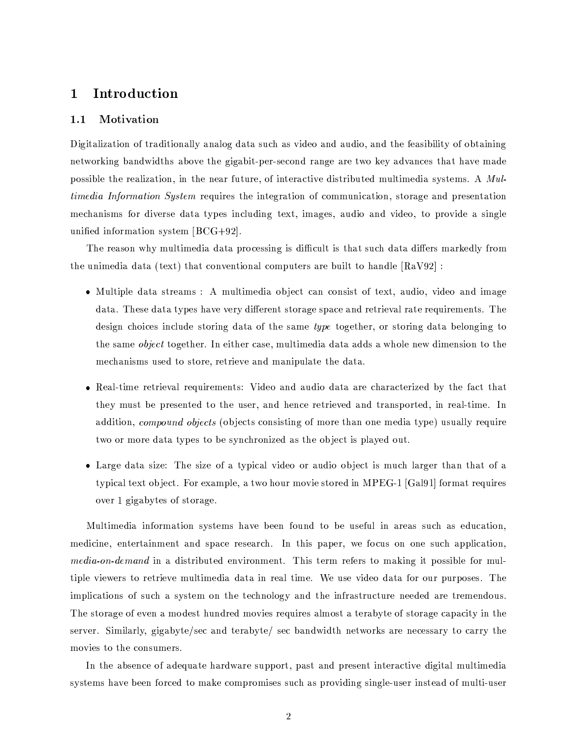# 1 Introduction

## 1.1 Motivation

Digitalization of traditionally analog data such as video and audio, and the feasibility of obtaining networking bandwidths above the gigabit-per-second range are two key advances that have made possible the realization, in the near future, of interactive distributed multimedia systems. A *Multimedia Information System* requires the integration of communication, storage and presentation mechanisms for diverse data types including text, images, audio and video, to provide a single unified information system [BCG+92].

The reason why multimedia data processing is difficult is that such data differs markedly from the unimedia data (text) that conventional computers are built to handle [RaV92] :

- Multiple data streams : A multimedia object can consist of text, audio, video and image data. These data types have very different storage space and retrieval rate requirements. The design choices include storing data of the same *type* together, or storing data belonging to the same *object* together. In either case, multimedia data adds a whole new dimension to the mechanisms used to store, retrieve and manipulate the data.
- Real-time retrieval requirements: Video and audio data are characterized by the fact that they must be presented to the user, and hence retrieved and transported, in real-time. In addition, *compound objects* (objects consisting of more than one media type) usually require two or more data types to be synchronized as the object is played out.
- Large data size: The size of a typical video or audio object is much larger than that of a typical text object. For example, a two hour movie stored in MPEG-1 [Gal91] format requires over 1 gigabytes of storage.

Multimedia information systems have been found to be useful in areas such as education, medicine, entertainment and space research. In this paper, we focus on one such application, *media-on-demand* in a distributed environment. This term refers to making it possible for multiple viewers to retrieve multimedia data in real time. We use video data for our purposes. The implications of such a system on the technology and the infrastructure needed are tremendous. The storage of even a modest hundred movies requires almost a terabyte of storage capacity in the server. Similarly, gigabyte/sec and terabyte/ sec bandwidth networks are necessary to carry the movies to the consumers.

In the absence of adequate hardware support, past and present interactive digital multimedia systems have been forced to make compromises such as providing single-user instead of multi-user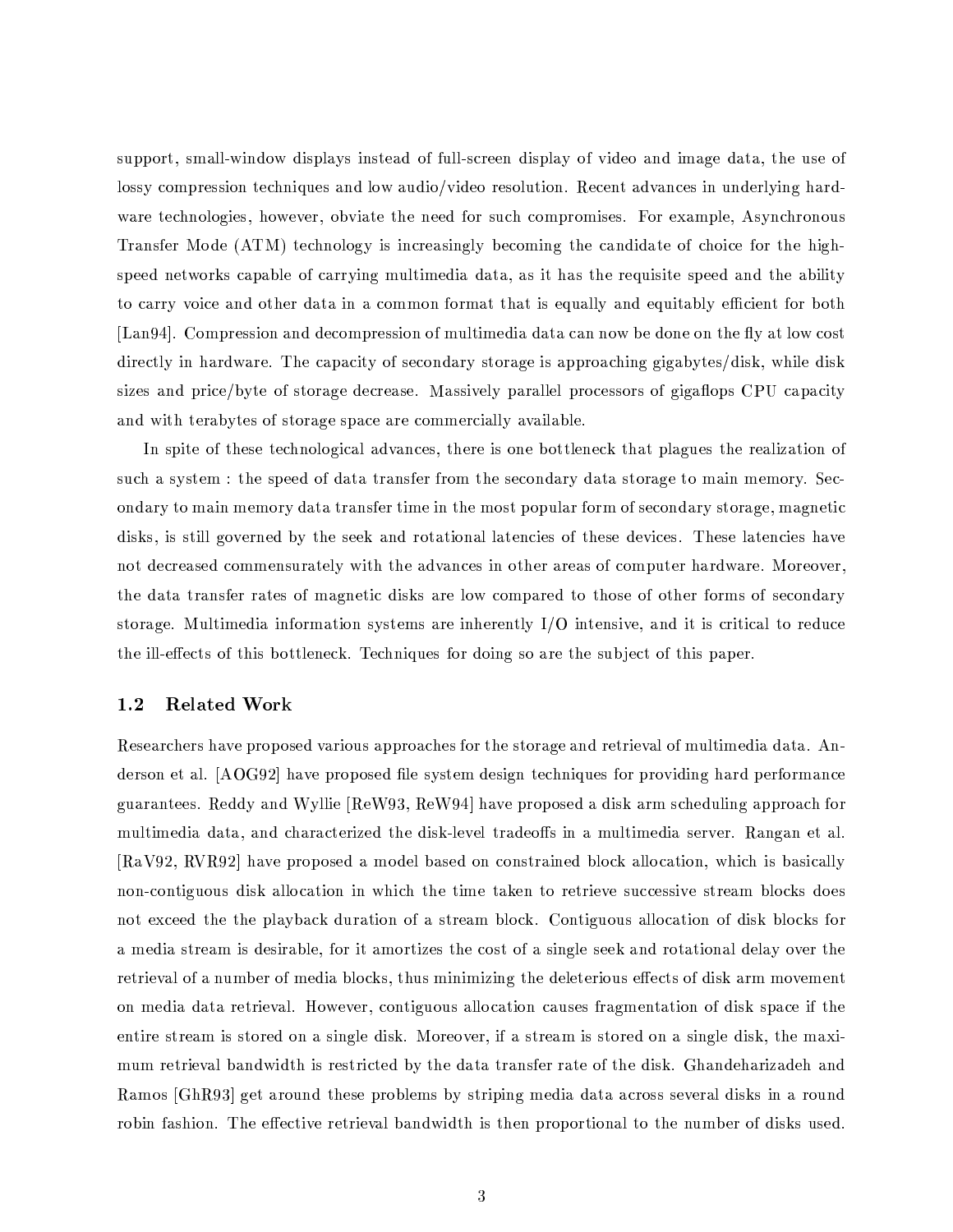support, small-window displays instead of full-screen display of video and image data, the use of lossy compression techniques and low audio/video resolution. Recent advances in underlying hardware technologies, however, obviate the need for such compromises. For example, Asynchronous Transfer Mode (ATM) technology is increasingly becoming the candidate of choice for the high-speed networks capable of carrying multimedia data, as it has the requisite speed and the ability to carry voice and other data in a common format that is equally and equitably efficient for both [Lan94]. Compression and decompression of multimedia data can now be done on the fly at low cost directly in hardware. The capacity of secondary storage is approaching gigabytes/disk, while disk sizes and price/byte of storage decrease. Massively parallel processors of gigaflops CPU capacity and with terabytes of storage space are commercially available.

In spite of these technological advances, there is one bottleneck that plagues the realization of such a system : the speed of data transfer from the secondary data storage to main memory. Secondary to main memory data transfer time in the most popular form of secondary storage, magnetic disks, is still governed by the seek and rotational latencies of these devices. These latencies have not decreased commensurately with the advances in other areas of computer hardware. Moreover, the data transfer rates of magnetic disks are low compared to those of other forms of secondary storage. Multimedia information systems are inherently I/O intensive, and it is critical to reduce the ill-effects of this bottleneck. Techniques for doing so are the subject of this paper.

### 1.2 Related Work

Researchers have proposed various approaches for the storage and retrieval of multimedia data. Anderson et al. [AOG92] have proposed file system design techniques for providing hard performance guarantees. Reddy and Wyllie [ReW93, ReW94] have proposed a disk arm scheduling approach for multimedia data, and characterized the disk-level tradeoffs in a multimedia server. Rangan et al. [RaV92, RVR92] have proposed a model based on constrained block allocation, which is basically non-contiguous disk allocation in which the time taken to retrieve successive stream blocks does not exceed the the playback duration of a stream block. Contiguous allocation of disk blocks for a media stream is desirable, for it amortizes the cost of a single seek and rotational delay over the retrieval of a number of media blocks, thus minimizing the deleterious effects of disk arm movement on media data retrieval. However, contiguous allocation causes fragmentation of disk space if the entire stream is stored on a single disk. Moreover, if a stream is stored on a single disk, the maximum retrieval bandwidth is restricted by the data transfer rate of the disk. Ghandeharizadeh and Ramos [GhR93] get around these problems by striping media data across several disks in a round robin fashion. The effective retrieval bandwidth is then proportional to the number of disks used.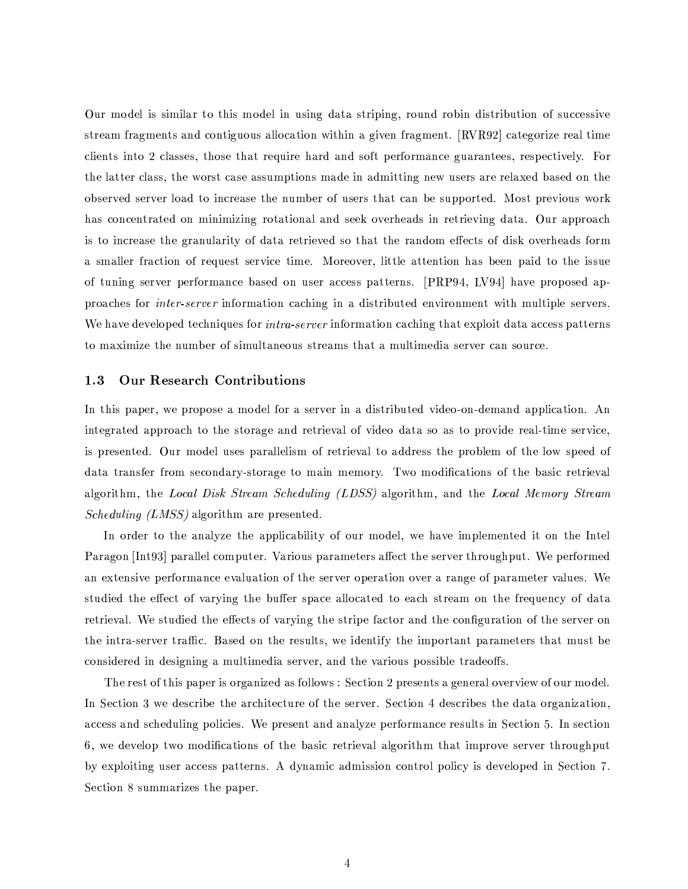Our model is similar to this model in using data striping, round robin distribution of successive stream fragments and contiguous allocation within a given fragment. [RVR92] categorize real time clients into 2 classes, those that require hard and soft performance guarantees, respectively. For the latter class, the worst case assumptions made in admitting new users are relaxed based on the observed server load to increase the number of users that can be supported. Most previous work has concentrated on minimizing rotational and seek overheads in retrieving data. Our approach is to increase the granularity of data retrieved so that the random effects of disk overheads form a smaller fraction of request service time. Moreover, little attention has been paid to the issue of tuning server performance based on user access patterns. [PRP94, LV94] have proposed approaches for *inter-server* information caching in a distributed environment with multiple servers. We have developed techniques for *intra-server* information caching that exploit data access patterns to maximize the number of simultaneous streams that a multimedia server can source.

### 1.3 Our Research Contributions

In this paper, we propose a model for a server in a distributed video-on-demand application. An integrated approach to the storage and retrieval of video data so as to provide real-time service, is presented. Our model uses parallelism of retrieval to address the problem of the low speed of data transfer from secondary-storage to main memory. Two modifications of the basic retrieval algorithm, the *Local Disk Stream Scheduling (LDSS)* algorithm, and the *Local Memory Stream Scheduling (LMSS)* algorithm are presented.

In order to the analyze the applicability of our model, we have implemented it on the Intel Paragon [Int93] parallel computer. Various parameters affect the server throughput. We performed an extensive performance evaluation of the server operation over a range of parameter values. We studied the effect of varying the buffer space allocated to each stream on the frequency of data retrieval. We studied the effects of varying the stripe factor and the configuration of the server on the intra-server traffic. Based on the results, we identify the important parameters that must be considered in designing a multimedia server, and the various possible tradeoffs.

The rest of this paper is organized as follows : Section 2 presents a general overview of our model. In Section 3 we describe the architecture of the server. Section 4 describes the data organization, access and scheduling policies. We present and analyze performance results in Section 5. In section 6, we develop two modifications of the basic retrieval algorithm that improve server throughput by exploiting user access patterns. A dynamic admission control policy is developed in Section 7. Section 8 summarizes the paper.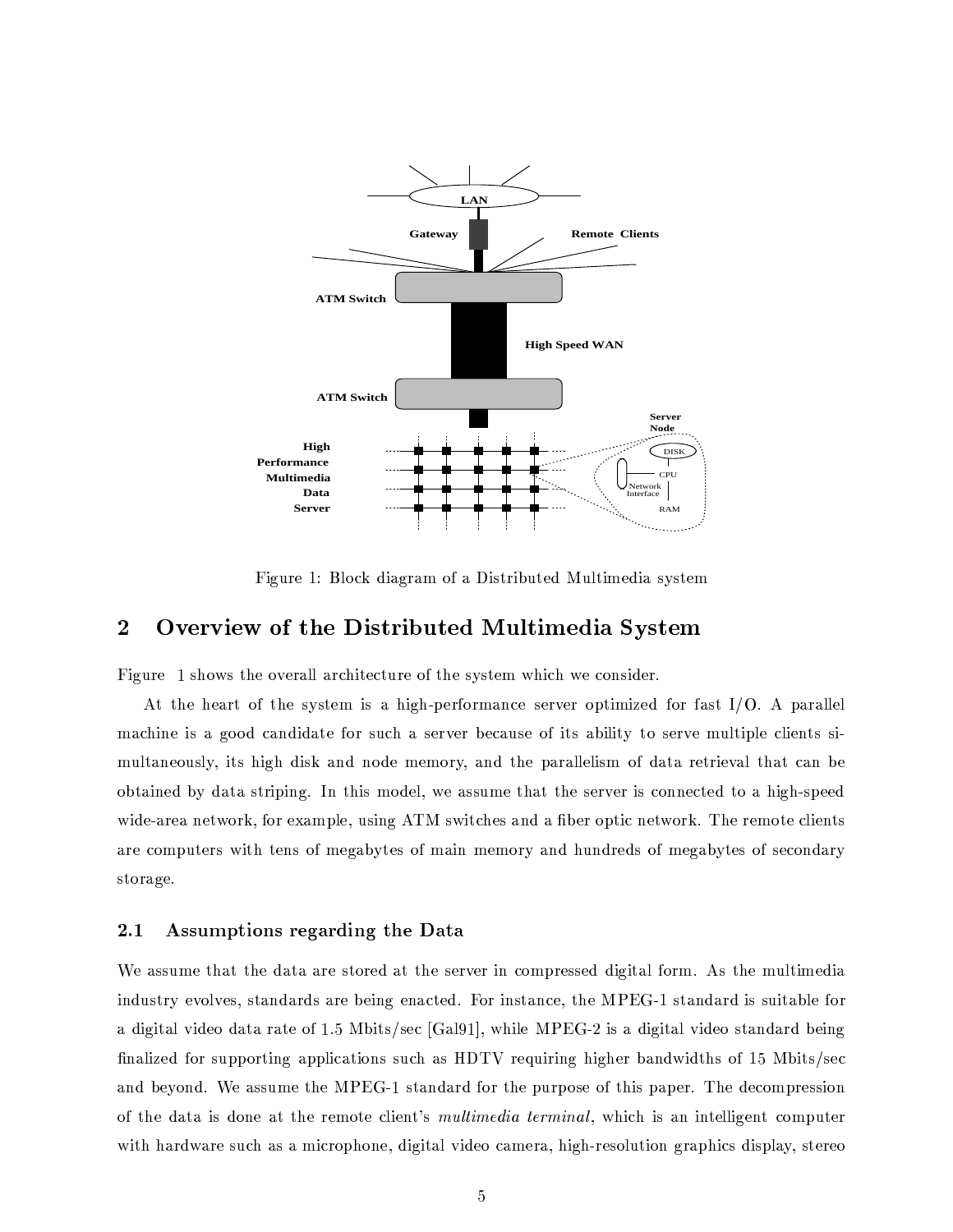Figure 1: Block diagram of a Distributed Multimedia system

## 2 Overview of the Distributed Multimedia System

Figure 1 shows the overall architecture of the system which we consider.

At the heart of the system is a high-performance server optimized for fast I/O. A parallel machine is a good candidate for such a server because of its ability to serve multiple clients simultaneously, its high disk and node memory, and the parallelism of data retrieval that can be obtained by data striping. In this model, we assume that the server is connected to a high-speed wide-area network, for example, using ATM switches and a fiber optic network. The remote clients are computers with tens of megabytes of main memory and hundreds of megabytes of secondary storage.

### 2.1 Assumptions regarding the Data

We assume that the data are stored at the server in compressed digital form. As the multimedia industry evolves, standards are being enacted. For instance, the MPEG-1 standard is suitable for a digital video data rate of 1.5 Mbits/sec [Gal91], while MPEG-2 is a digital video standard being finalized for supporting applications such as HDTV requiring higher bandwidths of 15 Mbits/sec and beyond. We assume the MPEG-1 standard for the purpose of this paper. The decompression of the data is done at the remote client's *multimedia terminal*, which is an intelligent computer with hardware such as a microphone, digital video camera, high-resolution graphics display, stereo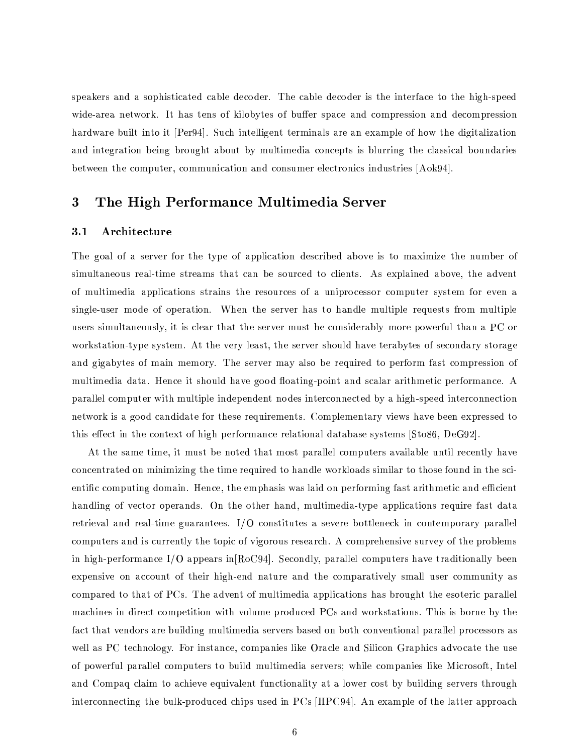speakers and a sophisticated cable decoder. The cable decoder is the interface to the high-speed wide-area network. It has tens of kilobytes of buffer space and compression and decompression hardware built into it [Per94]. Such intelligent terminals are an example of how the digitalization and integration being brought about by multimedia concepts is blurring the classical boundaries between the computer, communication and consumer electronics industries [Aok94].

# 3 The High Performance Multimedia Server

## 3.1 Architecture

The goal of a server for the type of application described above is to maximize the number of simultaneous real-time streams that can be sourced to clients. As explained above, the advent of multimedia applications strains the resources of a uniprocessor computer system for even a single-user mode of operation. When the server has to handle multiple requests from multiple users simultaneously, it is clear that the server must be considerably more powerful than a PC or workstation-type system. At the very least, the server should have terabytes of secondary storage and gigabytes of main memory. The server may also be required to perform fast compression of multimedia data. Hence it should have good floating-point and scalar arithmetic performance. A parallel computer with multiple independent nodes interconnected by a high-speed interconnection network is a good candidate for these requirements. Complementary views have been expressed to this effect in the context of high performance relational database systems [Sto86, DeG92].

At the same time, it must be noted that most parallel computers available until recently have concentrated on minimizing the time required to handle workloads similar to those found in the scientific computing domain. Hence, the emphasis was laid on performing fast arithmetic and efficient handling of vector operands. On the other hand, multimedia-type applications require fast data retrieval and real-time guarantees. I/O constitutes a severe bottleneck in contemporary parallel computers and is currently the topic of vigorous research. A comprehensive survey of the problems in high-performance I/O appears in[RoC94]. Secondly, parallel computers have traditionally been expensive on account of their high-end nature and the comparatively small user community as compared to that of PCs. The advent of multimedia applications has brought the esoteric parallel machines in direct competition with volume-produced PCs and workstations. This is borne by the fact that vendors are building multimedia servers based on both conventional parallel processors as well as PC technology. For instance, companies like Oracle and Silicon Graphics advocate the use of powerful parallel computers to build multimedia servers; while companies like Microsoft, Intel and Compaq claim to achieve equivalent functionality at a lower cost by building servers through interconnecting the bulk-produced chips used in PCs [HPC94]. An example of the latter approach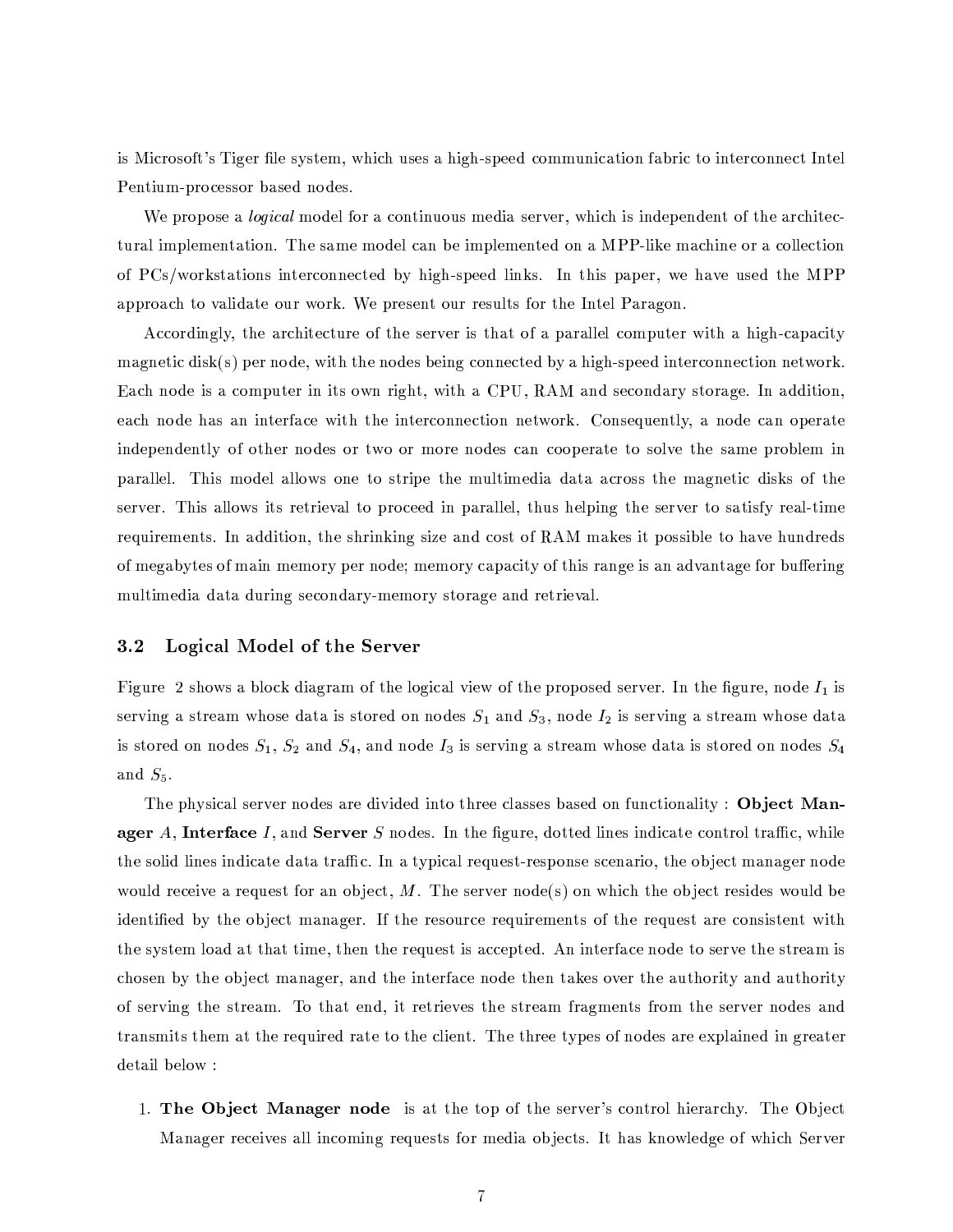is Microsoft's Tiger file system, which uses a high-speed communication fabric to interconnect Intel Pentium-processor based nodes.

We propose a *logical* model for a continuous media server, which is independent of the architectural implementation. The same model can be implemented on a MPP-like machine or a collection of PCs/workstations interconnected by high-speed links. In this paper, we have used the MPP approach to validate our work. We present our results for the Intel Paragon.

Accordingly, the architecture of the server is that of a parallel computer with a high-capacity magnetic disk(s) per node, with the nodes being connected by a high-speed interconnection network. Each node is a computer in its own right, with a CPU, RAM and secondary storage. In addition, each node has an interface with the interconnection network. Consequently, a node can operate independently of other nodes or two or more nodes can cooperate to solve the same problem in parallel. This model allows one to stripe the multimedia data across the magnetic disks of the server. This allows its retrieval to proceed in parallel, thus helping the server to satisfy real-time requirements. In addition, the shrinking size and cost of RAM makes it possible to have hundreds of megabytes of main memory per node; memory capacity of this range is an advantage for buffering multimedia data during secondary-memory storage and retrieval.

### 3.2 Logical Model of the Server

Figure 2 shows a block diagram of the logical view of the proposed server. In the figure, node $I_1$ is serving a stream whose data is stored on nodes $S_1$ and $S_3$, node $I_2$ is serving a stream whose data is stored on nodes $S_1$, $S_2$ and $S_4$, and node $I_3$ is serving a stream whose data is stored on nodes $S_4$ and $S_5$.

The physical server nodes are divided into three classes based on functionality : **Object Manager** $A$, **Interface** $I$, and **Server** $S$ nodes. In the figure, dotted lines indicate control traffic, while the solid lines indicate data traffic. In a typical request-response scenario, the object manager node would receive a request for an object, $M$. The server node(s) on which the object resides would be identified by the object manager. If the resource requirements of the request are consistent with the system load at that time, then the request is accepted. An interface node to serve the stream is chosen by the object manager, and the interface node then takes over the authority and authority of serving the stream. To that end, it retrieves the stream fragments from the server nodes and transmits them at the required rate to the client. The three types of nodes are explained in greater detail below :

1. **The Object Manager node** is at the top of the server's control hierarchy. The Object Manager receives all incoming requests for media objects. It has knowledge of which Server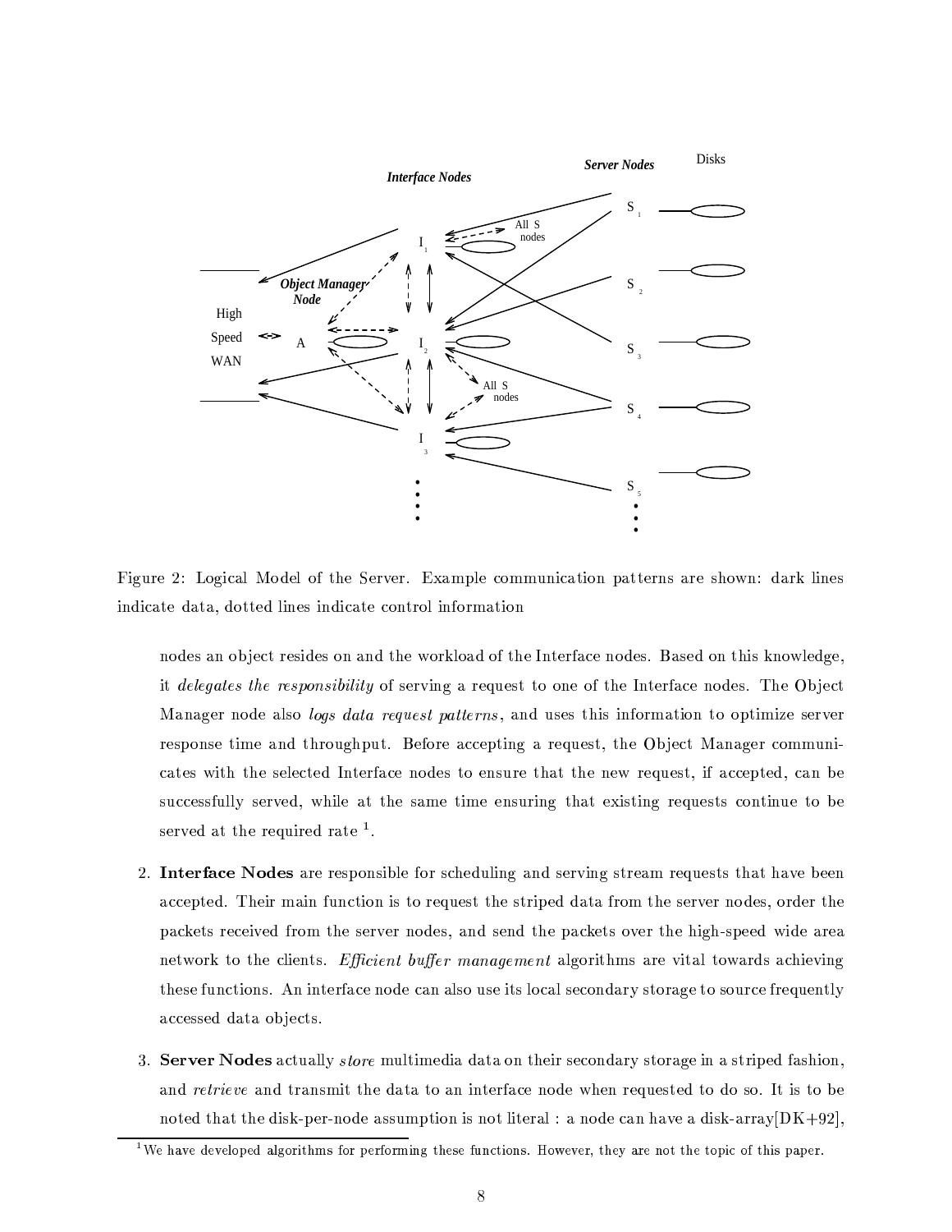Figure 2: Logical Model of the Server. Example communication patterns are shown: dark lines indicate data, dotted lines indicate control information

nodes an object resides on and the workload of the Interface nodes. Based on this knowledge, it *delegates the responsibility* of serving a request to one of the Interface nodes. The Object Manager node also *logs data request patterns*, and uses this information to optimize server response time and throughput. Before accepting a request, the Object Manager communicates with the selected Interface nodes to ensure that the new request, if accepted, can be successfully served, while at the same time ensuring that existing requests continue to be served at the required rate [1].

2. **Interface Nodes** are responsible for scheduling and serving stream requests that have been accepted. Their main function is to request the striped data from the server nodes, order the packets received from the server nodes, and send the packets over the high-speed wide area network to the clients. *Efficient buffer management* algorithms are vital towards achieving these functions. An interface node can also use its local secondary storage to source frequently accessed data objects.

3. **Server Nodes** actually *store* multimedia data on their secondary storage in a striped fashion, and *retrieve* and transmit the data to an interface node when requested to do so. It is to be noted that the disk-per-node assumption is not literal : a node can have a disk-array[DK+92],

[1] We have developed algorithms for performing these functions. However, they are not the topic of this paper.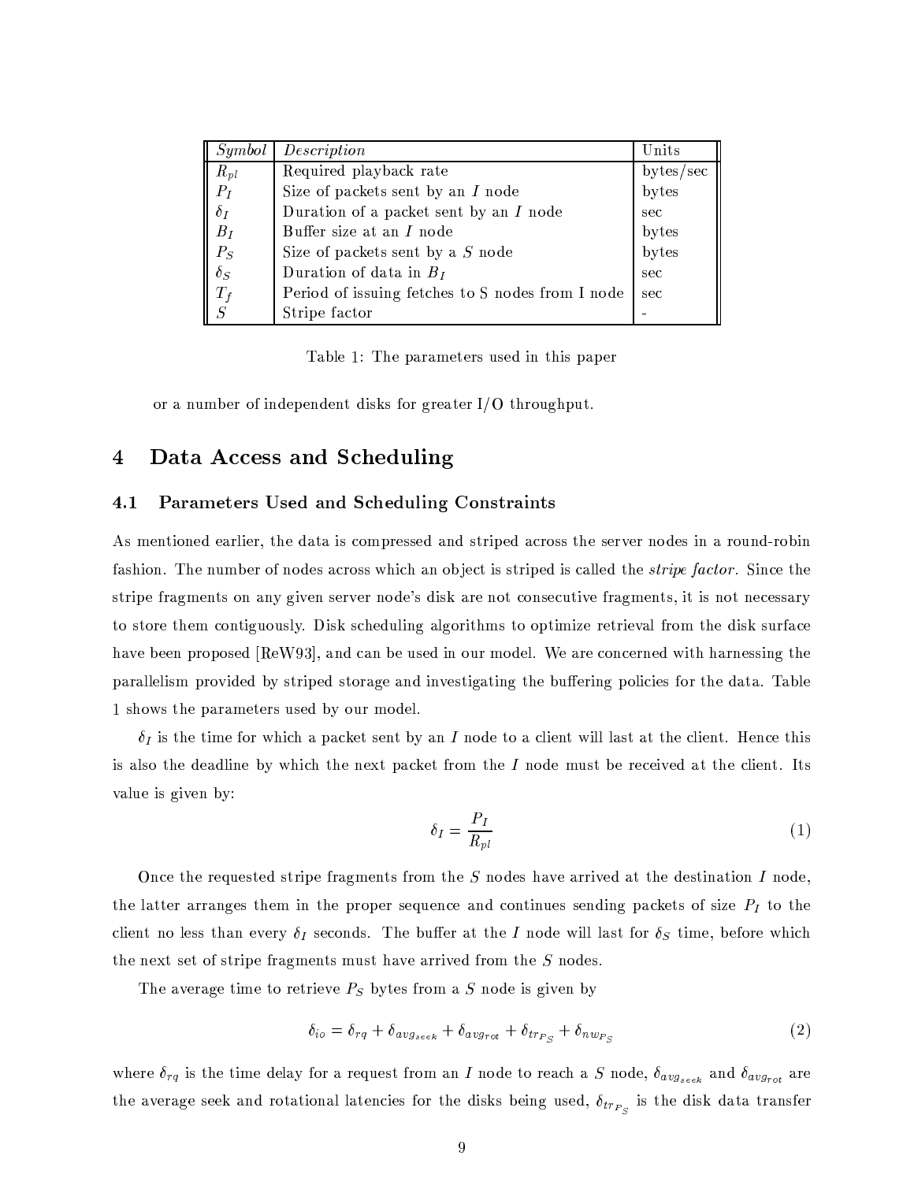| *Symbol* | *Description* | Units |
|---|---|---|
| $R_{pl}$ | Required playback rate | bytes/sec |
| $P_I$ | Size of packets sent by an $I$ node | bytes |
| $\delta_I$ | Duration of a packet sent by an $I$ node | sec |
| $B_I$ | Buffer size at an $I$ node | bytes |
| $P_S$ | Size of packets sent by a $S$ node | bytes |
| $\delta_S$ | Duration of data in $B_I$ | sec |
| $T_f$ | Period of issuing fetches to S nodes from I node | sec |
| $S$ | Stripe factor | - |

Table 1: The parameters used in this paper

or a number of independent disks for greater I/O throughput.

# 4 Data Access and Scheduling

## 4.1 Parameters Used and Scheduling Constraints

As mentioned earlier, the data is compressed and striped across the server nodes in a round-robin fashion. The number of nodes across which an object is striped is called the *stripe factor*. Since the stripe fragments on any given server node's disk are not consecutive fragments, it is not necessary to store them contiguously. Disk scheduling algorithms to optimize retrieval from the disk surface have been proposed [ReW93], and can be used in our model. We are concerned with harnessing the parallelism provided by striped storage and investigating the buffering policies for the data. Table 1 shows the parameters used by our model.

$\delta_I$ is the time for which a packet sent by an $I$ node to a client will last at the client. Hence this is also the deadline by which the next packet from the $I$ node must be received at the client. Its value is given by:

$$\delta_I = \frac{P_I}{R_{pl}} \tag{1}$$

Once the requested stripe fragments from the $S$ nodes have arrived at the destination $I$ node, the latter arranges them in the proper sequence and continues sending packets of size $P_I$ to the client no less than every $\delta_I$ seconds. The buffer at the $I$ node will last for $\delta_S$ time, before which the next set of stripe fragments must have arrived from the $S$ nodes.

The average time to retrieve $P_S$ bytes from a $S$ node is given by

$$\delta_{io} = \delta_{rq} + \delta_{avg_{seek}} + \delta_{avg_{rot}} + \delta_{tr_{P_S}} + \delta_{nw_{P_S}} \tag{2}$$

where $\delta_{rq}$ is the time delay for a request from an $I$ node to reach a $S$ node, $\delta_{avg_{seek}}$ and $\delta_{avg_{rot}}$ are the average seek and rotational latencies for the disks being used, $\delta_{tr_{P_S}}$ is the disk data transfer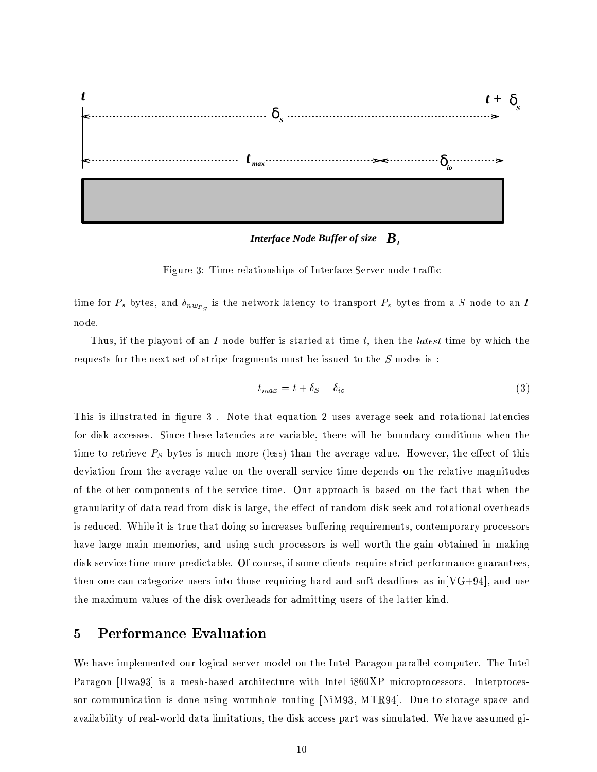Interface Node Buffer of size $B_I$

Figure 3: Time relationships of Interface-Server node traffic

time for $P_s$ bytes, and $\delta_{nw_{P_S}}$ is the network latency to transport $P_s$ bytes from a $S$ node to an $I$ node.

Thus, if the playout of an $I$ node buffer is started at time $t$, then the *latest* time by which the requests for the next set of stripe fragments must be issued to the $S$ nodes is :

$$t_{max} = t + \delta_S - \delta_{io} \quad (3)$$

This is illustrated in figure 3 . Note that equation 2 uses average seek and rotational latencies for disk accesses. Since these latencies are variable, there will be boundary conditions when the time to retrieve $P_S$ bytes is much more (less) than the average value. However, the effect of this deviation from the average value on the overall service time depends on the relative magnitudes of the other components of the service time. Our approach is based on the fact that when the granularity of data read from disk is large, the effect of random disk seek and rotational overheads is reduced. While it is true that doing so increases buffering requirements, contemporary processors have large main memories, and using such processors is well worth the gain obtained in making disk service time more predictable. Of course, if some clients require strict performance guarantees, then one can categorize users into those requiring hard and soft deadlines as in[VG+94], and use the maximum values of the disk overheads for admitting users of the latter kind.

## 5 Performance Evaluation

We have implemented our logical server model on the Intel Paragon parallel computer. The Intel Paragon [Hwa93] is a mesh-based architecture with Intel i860XP microprocessors. Interprocessor communication is done using wormhole routing [NiM93, MTR94]. Due to storage space and availability of real-world data limitations, the disk access part was simulated. We have assumed gi-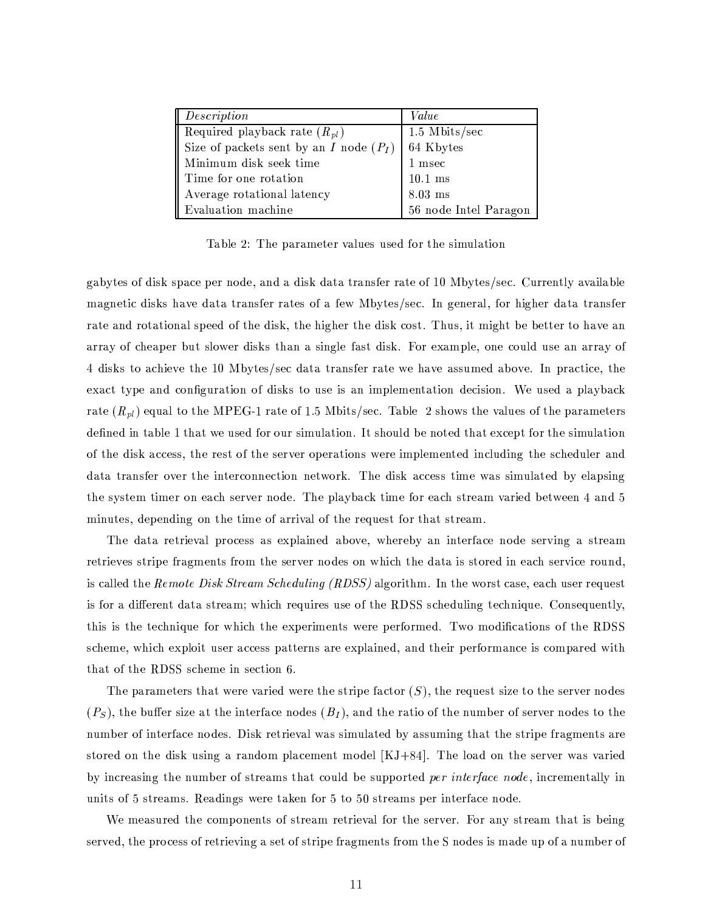| *Description* | *Value* |
|---|---|
| Required playback rate ($R_{pl}$) | 1.5 Mbits/sec |
| Size of packets sent by an $I$ node ($P_I$) | 64 Kbytes |
| Minimum disk seek time | 1 msec |
| Time for one rotation | 10.1 ms |
| Average rotational latency | 8.03 ms |
| Evaluation machine | 56 node Intel Paragon |

Table 2: The parameter values used for the simulation

gabytes of disk space per node, and a disk data transfer rate of 10 Mbytes/sec. Currently available magnetic disks have data transfer rates of a few Mbytes/sec. In general, for higher data transfer rate and rotational speed of the disk, the higher the disk cost. Thus, it might be better to have an array of cheaper but slower disks than a single fast disk. For example, one could use an array of 4 disks to achieve the 10 Mbytes/sec data transfer rate we have assumed above. In practice, the exact type and configuration of disks to use is an implementation decision. We used a playback rate ($R_{pl}$) equal to the MPEG-1 rate of 1.5 Mbits/sec. Table 2 shows the values of the parameters defined in table 1 that we used for our simulation. It should be noted that except for the simulation of the disk access, the rest of the server operations were implemented including the scheduler and data transfer over the interconnection network. The disk access time was simulated by elapsing the system timer on each server node. The playback time for each stream varied between 4 and 5 minutes, depending on the time of arrival of the request for that stream.

The data retrieval process as explained above, whereby an interface node serving a stream retrieves stripe fragments from the server nodes on which the data is stored in each service round, is called the *Remote Disk Stream Scheduling (RDSS)* algorithm. In the worst case, each user request is for a different data stream; which requires use of the RDSS scheduling technique. Consequently, this is the technique for which the experiments were performed. Two modifications of the RDSS scheme, which exploit user access patterns are explained, and their performance is compared with that of the RDSS scheme in section 6.

The parameters that were varied were the stripe factor ($S$), the request size to the server nodes ($P_S$), the buffer size at the interface nodes ($B_I$), and the ratio of the number of server nodes to the number of interface nodes. Disk retrieval was simulated by assuming that the stripe fragments are stored on the disk using a random placement model [KJ+84]. The load on the server was varied by increasing the number of streams that could be supported *per interface node*, incrementally in units of 5 streams. Readings were taken for 5 to 50 streams per interface node.

We measured the components of stream retrieval for the server. For any stream that is being served, the process of retrieving a set of stripe fragments from the S nodes is made up of a number of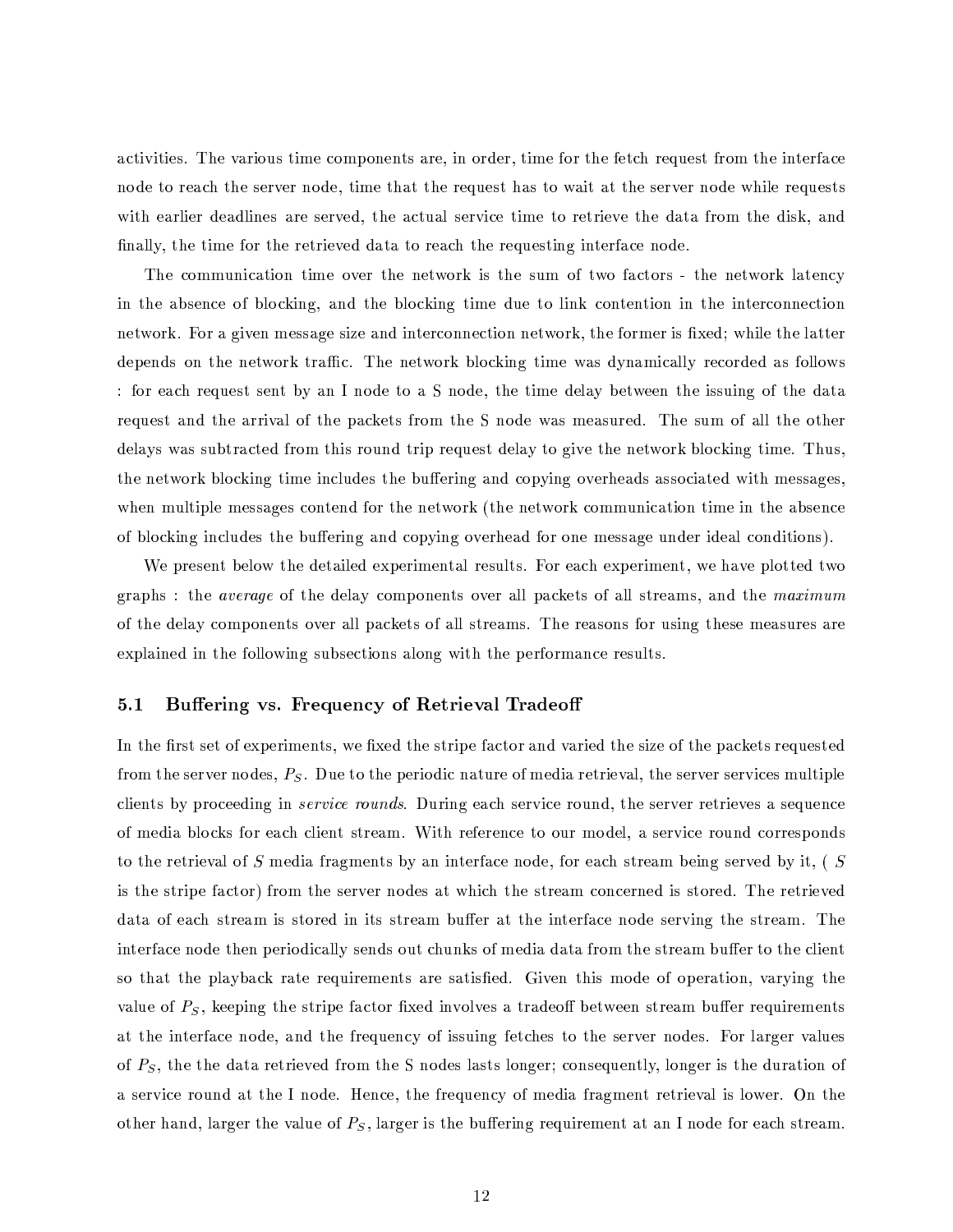activities. The various time components are, in order, time for the fetch request from the interface node to reach the server node, time that the request has to wait at the server node while requests with earlier deadlines are served, the actual service time to retrieve the data from the disk, and finally, the time for the retrieved data to reach the requesting interface node.

The communication time over the network is the sum of two factors - the network latency in the absence of blocking, and the blocking time due to link contention in the interconnection network. For a given message size and interconnection network, the former is fixed; while the latter depends on the network traffic. The network blocking time was dynamically recorded as follows : for each request sent by an I node to a S node, the time delay between the issuing of the data request and the arrival of the packets from the S node was measured. The sum of all the other delays was subtracted from this round trip request delay to give the network blocking time. Thus, the network blocking time includes the buffering and copying overheads associated with messages, when multiple messages contend for the network (the network communication time in the absence of blocking includes the buffering and copying overhead for one message under ideal conditions).

We present below the detailed experimental results. For each experiment, we have plotted two graphs : the *average* of the delay components over all packets of all streams, and the *maximum* of the delay components over all packets of all streams. The reasons for using these measures are explained in the following subsections along with the performance results.

### 5.1 Buffering vs. Frequency of Retrieval Tradeoff

In the first set of experiments, we fixed the stripe factor and varied the size of the packets requested from the server nodes, $P_S$. Due to the periodic nature of media retrieval, the server services multiple clients by proceeding in *service rounds*. During each service round, the server retrieves a sequence of media blocks for each client stream. With reference to our model, a service round corresponds to the retrieval of $S$ media fragments by an interface node, for each stream being served by it, ( $S$ is the stripe factor) from the server nodes at which the stream concerned is stored. The retrieved data of each stream is stored in its stream buffer at the interface node serving the stream. The interface node then periodically sends out chunks of media data from the stream buffer to the client so that the playback rate requirements are satisfied. Given this mode of operation, varying the value of $P_S$, keeping the stripe factor fixed involves a tradeoff between stream buffer requirements at the interface node, and the frequency of issuing fetches to the server nodes. For larger values of $P_S$, the the data retrieved from the S nodes lasts longer; consequently, longer is the duration of a service round at the I node. Hence, the frequency of media fragment retrieval is lower. On the other hand, larger the value of $P_S$, larger is the buffering requirement at an I node for each stream.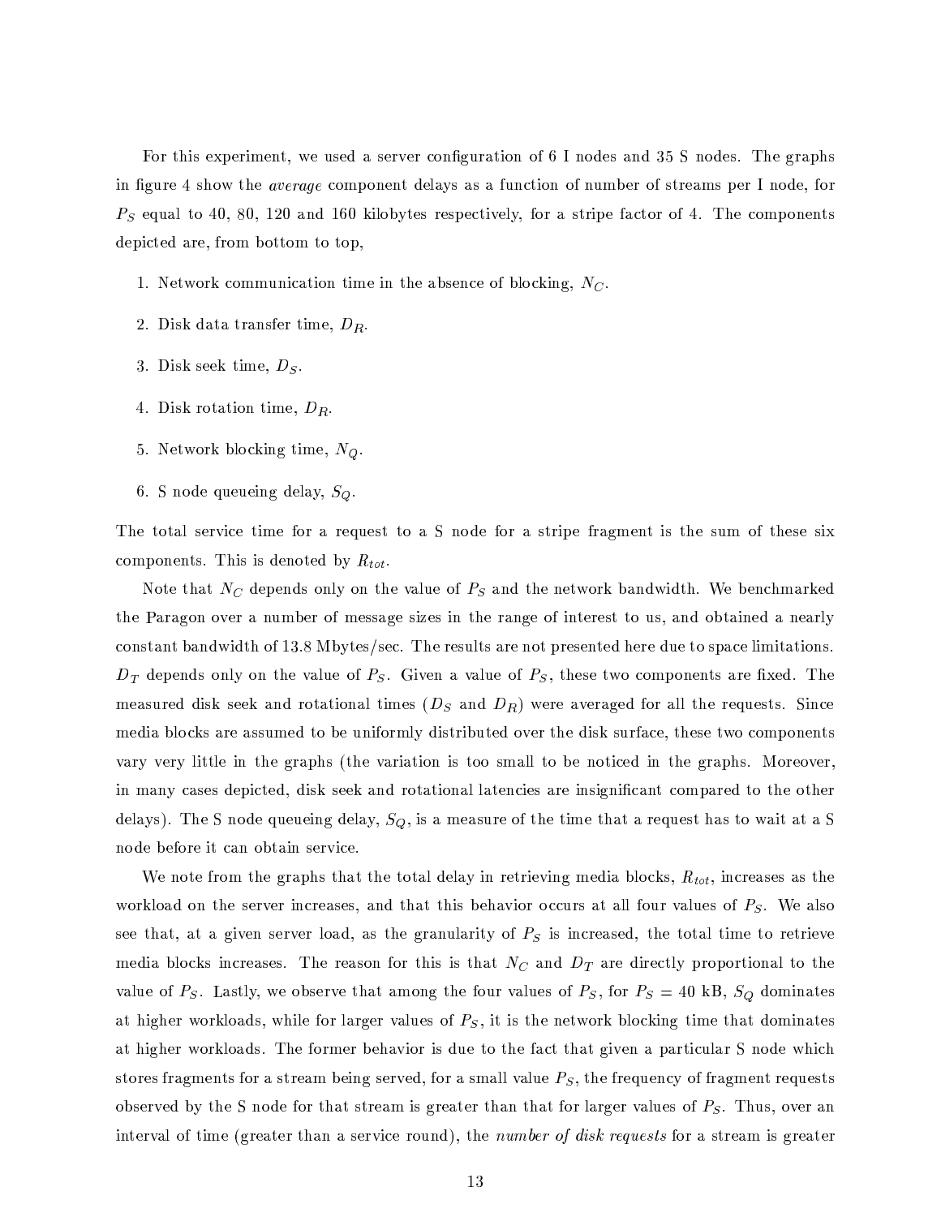For this experiment, we used a server configuration of 6 I nodes and 35 S nodes. The graphs in figure 4 show the *average* component delays as a function of number of streams per I node, for $P_S$ equal to 40, 80, 120 and 160 kilobytes respectively, for a stripe factor of 4. The components depicted are, from bottom to top,

1. Network communication time in the absence of blocking, $N_C$.
2. Disk data transfer time, $D_R$.
3. Disk seek time, $D_S$.
4. Disk rotation time, $D_R$.
5. Network blocking time, $N_Q$.
6. S node queueing delay, $S_Q$.

The total service time for a request to a S node for a stripe fragment is the sum of these six components. This is denoted by $R_{tot}$.

Note that $N_C$ depends only on the value of $P_S$ and the network bandwidth. We benchmarked the Paragon over a number of message sizes in the range of interest to us, and obtained a nearly constant bandwidth of 13.8 Mbytes/sec. The results are not presented here due to space limitations. $D_T$ depends only on the value of $P_S$. Given a value of $P_S$, these two components are fixed. The measured disk seek and rotational times ($D_S$ and $D_R$) were averaged for all the requests. Since media blocks are assumed to be uniformly distributed over the disk surface, these two components vary very little in the graphs (the variation is too small to be noticed in the graphs. Moreover, in many cases depicted, disk seek and rotational latencies are insignificant compared to the other delays). The S node queueing delay, $S_Q$, is a measure of the time that a request has to wait at a S node before it can obtain service.

We note from the graphs that the total delay in retrieving media blocks, $R_{tot}$, increases as the workload on the server increases, and that this behavior occurs at all four values of $P_S$. We also see that, at a given server load, as the granularity of $P_S$ is increased, the total time to retrieve media blocks increases. The reason for this is that $N_C$ and $D_T$ are directly proportional to the value of $P_S$. Lastly, we observe that among the four values of $P_S$, for $P_S = 40$ kB, $S_Q$ dominates at higher workloads, while for larger values of $P_S$, it is the network blocking time that dominates at higher workloads. The former behavior is due to the fact that given a particular S node which stores fragments for a stream being served, for a small value $P_S$, the frequency of fragment requests observed by the S node for that stream is greater than that for larger values of $P_S$. Thus, over an interval of time (greater than a service round), the *number of disk requests* for a stream is greater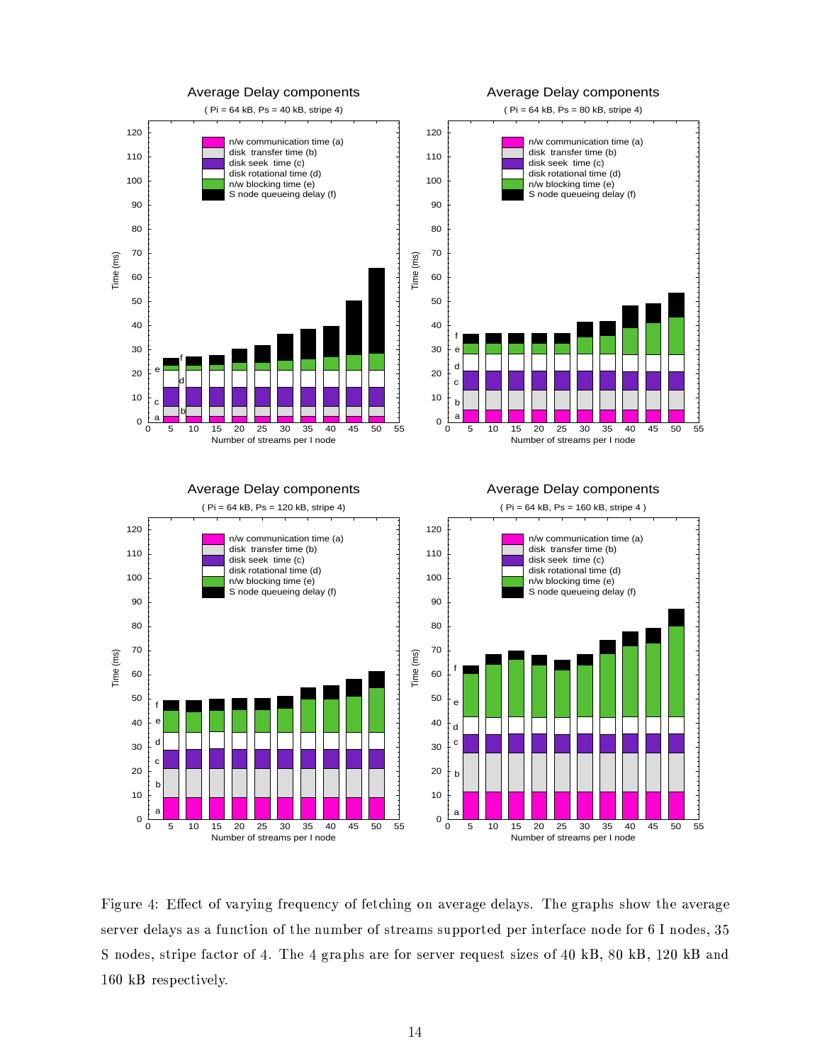Figure 4: Effect of varying frequency of fetching on average delays. The graphs show the average server delays as a function of the number of streams supported per interface node for 6 I nodes, 35 S nodes, stripe factor of 4. The 4 graphs are for server request sizes of 40 kB, 80 kB, 120 kB and 160 kB respectively.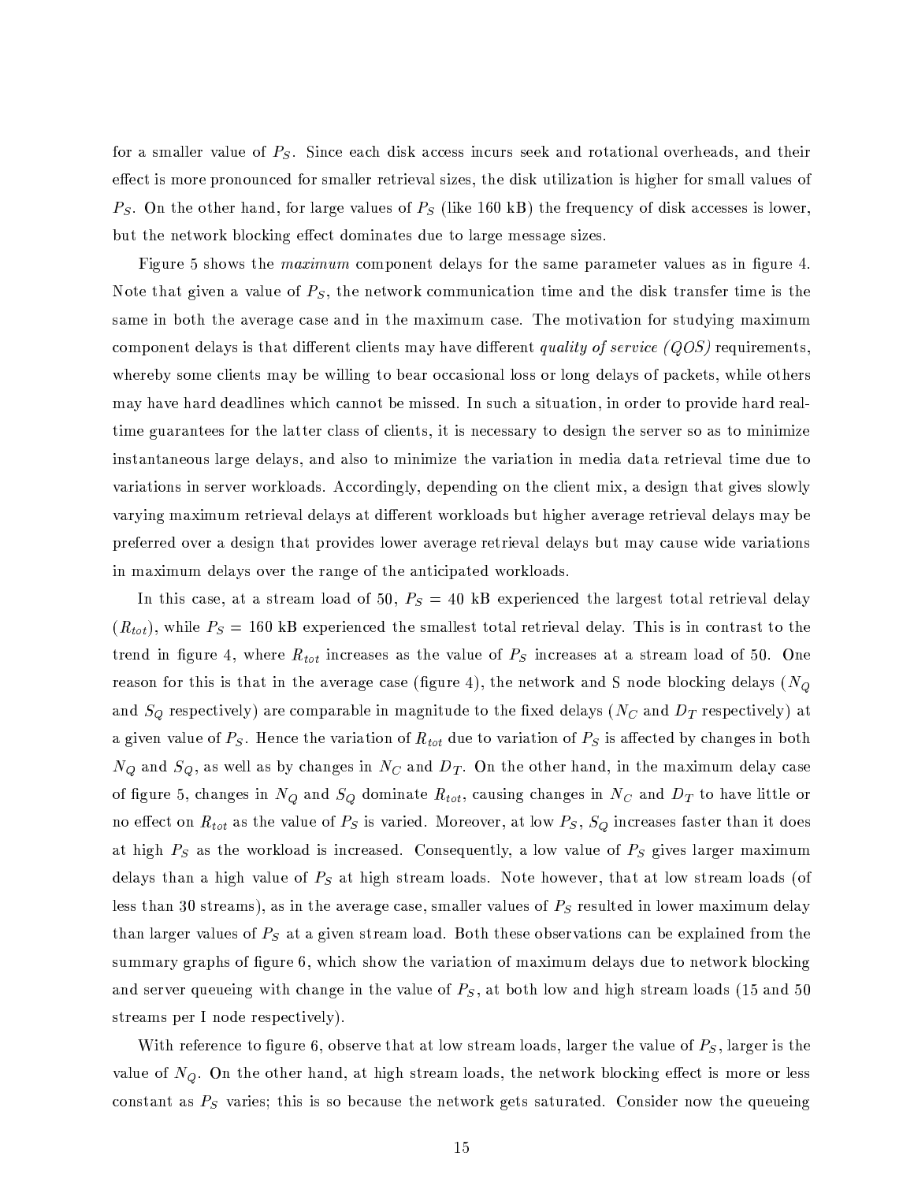for a smaller value of $P_S$. Since each disk access incurs seek and rotational overheads, and their effect is more pronounced for smaller retrieval sizes, the disk utilization is higher for small values of $P_S$. On the other hand, for large values of $P_S$ (like 160 kB) the frequency of disk accesses is lower, but the network blocking effect dominates due to large message sizes.

Figure 5 shows the *maximum* component delays for the same parameter values as in figure 4. Note that given a value of $P_S$, the network communication time and the disk transfer time is the same in both the average case and in the maximum case. The motivation for studying maximum component delays is that different clients may have different *quality of service (QOS)* requirements, whereby some clients may be willing to bear occasional loss or long delays of packets, while others may have hard deadlines which cannot be missed. In such a situation, in order to provide hard real-time guarantees for the latter class of clients, it is necessary to design the server so as to minimize instantaneous large delays, and also to minimize the variation in media data retrieval time due to variations in server workloads. Accordingly, depending on the client mix, a design that gives slowly varying maximum retrieval delays at different workloads but higher average retrieval delays may be preferred over a design that provides lower average retrieval delays but may cause wide variations in maximum delays over the range of the anticipated workloads.

In this case, at a stream load of 50, $P_S = 40$ kB experienced the largest total retrieval delay ($R_{tot}$), while $P_S = 160$ kB experienced the smallest total retrieval delay. This is in contrast to the trend in figure 4, where $R_{tot}$ increases as the value of $P_S$ increases at a stream load of 50. One reason for this is that in the average case (figure 4), the network and S node blocking delays ($N_Q$ and $S_Q$ respectively) are comparable in magnitude to the fixed delays ($N_C$ and $D_T$ respectively) at a given value of $P_S$. Hence the variation of $R_{tot}$ due to variation of $P_S$ is affected by changes in both $N_Q$ and $S_Q$, as well as by changes in $N_C$ and $D_T$. On the other hand, in the maximum delay case of figure 5, changes in $N_Q$ and $S_Q$ dominate $R_{tot}$, causing changes in $N_C$ and $D_T$ to have little or no effect on $R_{tot}$ as the value of $P_S$ is varied. Moreover, at low $P_S$, $S_Q$ increases faster than it does at high $P_S$ as the workload is increased. Consequently, a low value of $P_S$ gives larger maximum delays than a high value of $P_S$ at high stream loads. Note however, that at low stream loads (of less than 30 streams), as in the average case, smaller values of $P_S$ resulted in lower maximum delay than larger values of $P_S$ at a given stream load. Both these observations can be explained from the summary graphs of figure 6, which show the variation of maximum delays due to network blocking and server queueing with change in the value of $P_S$, at both low and high stream loads (15 and 50 streams per I node respectively).

With reference to figure 6, observe that at low stream loads, larger the value of $P_S$, larger is the value of $N_Q$. On the other hand, at high stream loads, the network blocking effect is more or less constant as $P_S$ varies; this is so because the network gets saturated. Consider now the queueing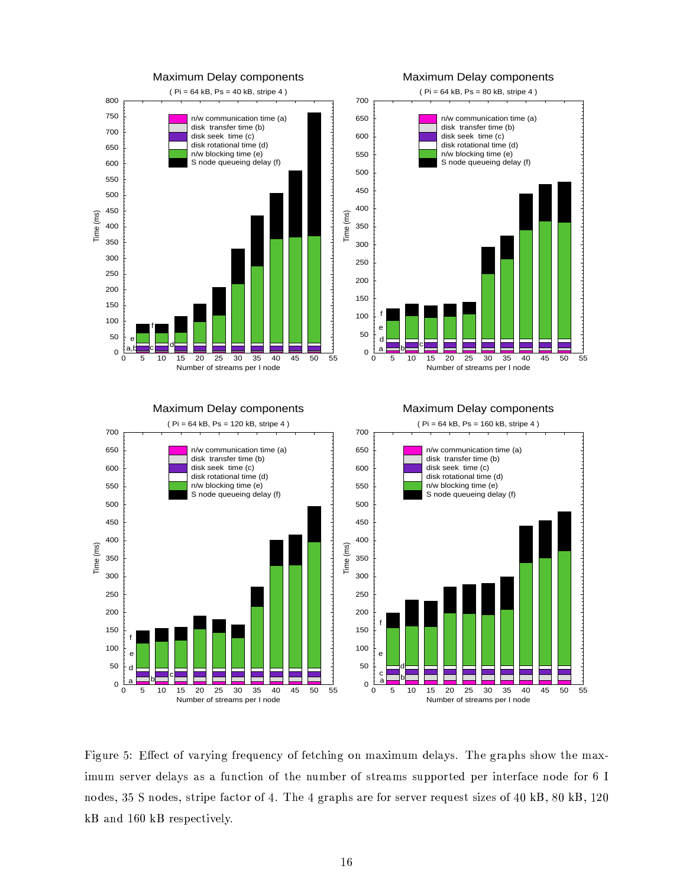Figure 5: Effect of varying frequency of fetching on maximum delays. The graphs show the maximum server delays as a function of the number of streams supported per interface node for 6 I nodes, 35 S nodes, stripe factor of 4. The 4 graphs are for server request sizes of 40 kB, 80 kB, 120 kB and 160 kB respectively.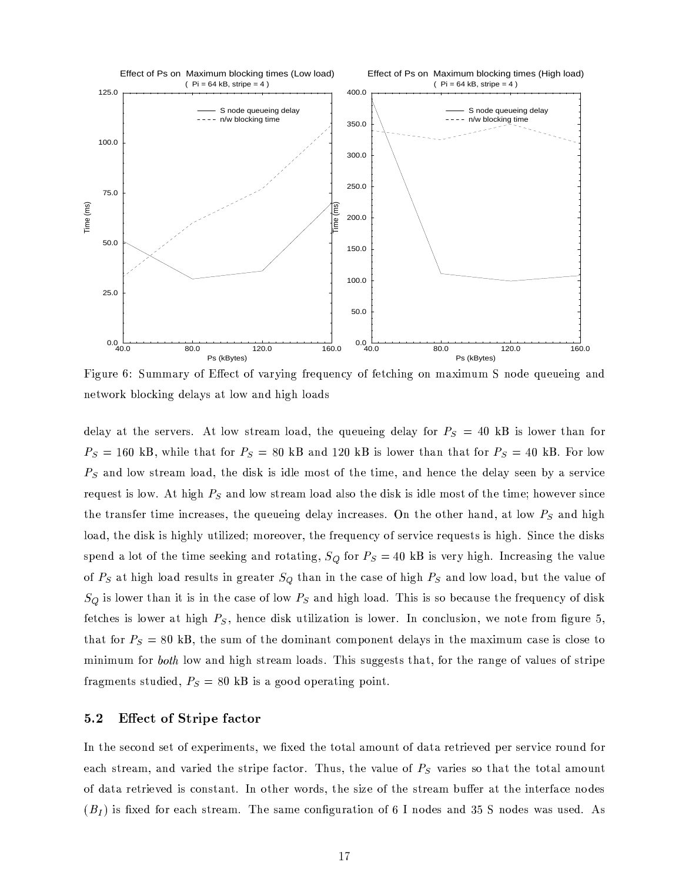Figure 6: Summary of Effect of varying frequency of fetching on maximum S node queueing and network blocking delays at low and high loads

delay at the servers. At low stream load, the queueing delay for $P_S$ = 40 kB is lower than for $P_S$ = 160 kB, while that for $P_S$ = 80 kB and 120 kB is lower than that for $P_S$ = 40 kB. For low $P_S$ and low stream load, the disk is idle most of the time, and hence the delay seen by a service request is low. At high $P_S$ and low stream load also the disk is idle most of the time; however since the transfer time increases, the queueing delay increases. On the other hand, at low $P_S$ and high load, the disk is highly utilized; moreover, the frequency of service requests is high. Since the disks spend a lot of the time seeking and rotating, $S_Q$ for $P_S$ = 40 kB is very high. Increasing the value of $P_S$ at high load results in greater $S_Q$ than in the case of high $P_S$ and low load, but the value of $S_Q$ is lower than it is in the case of low $P_S$ and high load. This is so because the frequency of disk fetches is lower at high $P_S$, hence disk utilization is lower. In conclusion, we note from figure 5, that for $P_S$ = 80 kB, the sum of the dominant component delays in the maximum case is close to minimum for *both* low and high stream loads. This suggests that, for the range of values of stripe fragments studied, $P_S$ = 80 kB is a good operating point.

### 5.2 Effect of Stripe factor

In the second set of experiments, we fixed the total amount of data retrieved per service round for each stream, and varied the stripe factor. Thus, the value of $P_S$ varies so that the total amount of data retrieved is constant. In other words, the size of the stream buffer at the interface nodes ($B_I$) is fixed for each stream. The same configuration of 6 I nodes and 35 S nodes was used. As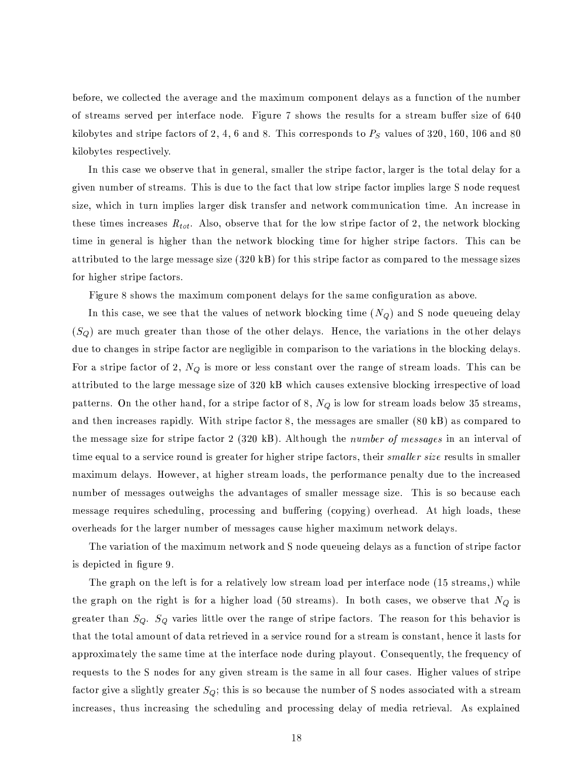before, we collected the average and the maximum component delays as a function of the number of streams served per interface node. Figure 7 shows the results for a stream buffer size of 640 kilobytes and stripe factors of 2, 4, 6 and 8. This corresponds to $P_S$ values of 320, 160, 106 and 80 kilobytes respectively.

In this case we observe that in general, smaller the stripe factor, larger is the total delay for a given number of streams. This is due to the fact that low stripe factor implies large S node request size, which in turn implies larger disk transfer and network communication time. An increase in these times increases $R_{tot}$. Also, observe that for the low stripe factor of 2, the network blocking time in general is higher than the network blocking time for higher stripe factors. This can be attributed to the large message size (320 kB) for this stripe factor as compared to the message sizes for higher stripe factors.

Figure 8 shows the maximum component delays for the same configuration as above.

In this case, we see that the values of network blocking time ($N_Q$) and S node queueing delay ($S_Q$) are much greater than those of the other delays. Hence, the variations in the other delays due to changes in stripe factor are negligible in comparison to the variations in the blocking delays. For a stripe factor of 2, $N_Q$ is more or less constant over the range of stream loads. This can be attributed to the large message size of 320 kB which causes extensive blocking irrespective of load patterns. On the other hand, for a stripe factor of 8, $N_Q$ is low for stream loads below 35 streams, and then increases rapidly. With stripe factor 8, the messages are smaller (80 kB) as compared to the message size for stripe factor 2 (320 kB). Although the *number of messages* in an interval of time equal to a service round is greater for higher stripe factors, their *smaller size* results in smaller maximum delays. However, at higher stream loads, the performance penalty due to the increased number of messages outweighs the advantages of smaller message size. This is so because each message requires scheduling, processing and buffering (copying) overhead. At high loads, these overheads for the larger number of messages cause higher maximum network delays.

The variation of the maximum network and S node queueing delays as a function of stripe factor is depicted in figure 9.

The graph on the left is for a relatively low stream load per interface node (15 streams,) while the graph on the right is for a higher load (50 streams). In both cases, we observe that $N_Q$ is greater than $S_Q$. $S_Q$ varies little over the range of stripe factors. The reason for this behavior is that the total amount of data retrieved in a service round for a stream is constant, hence it lasts for approximately the same time at the interface node during playout. Consequently, the frequency of requests to the S nodes for any given stream is the same in all four cases. Higher values of stripe factor give a slightly greater $S_Q$; this is so because the number of S nodes associated with a stream increases, thus increasing the scheduling and processing delay of media retrieval. As explained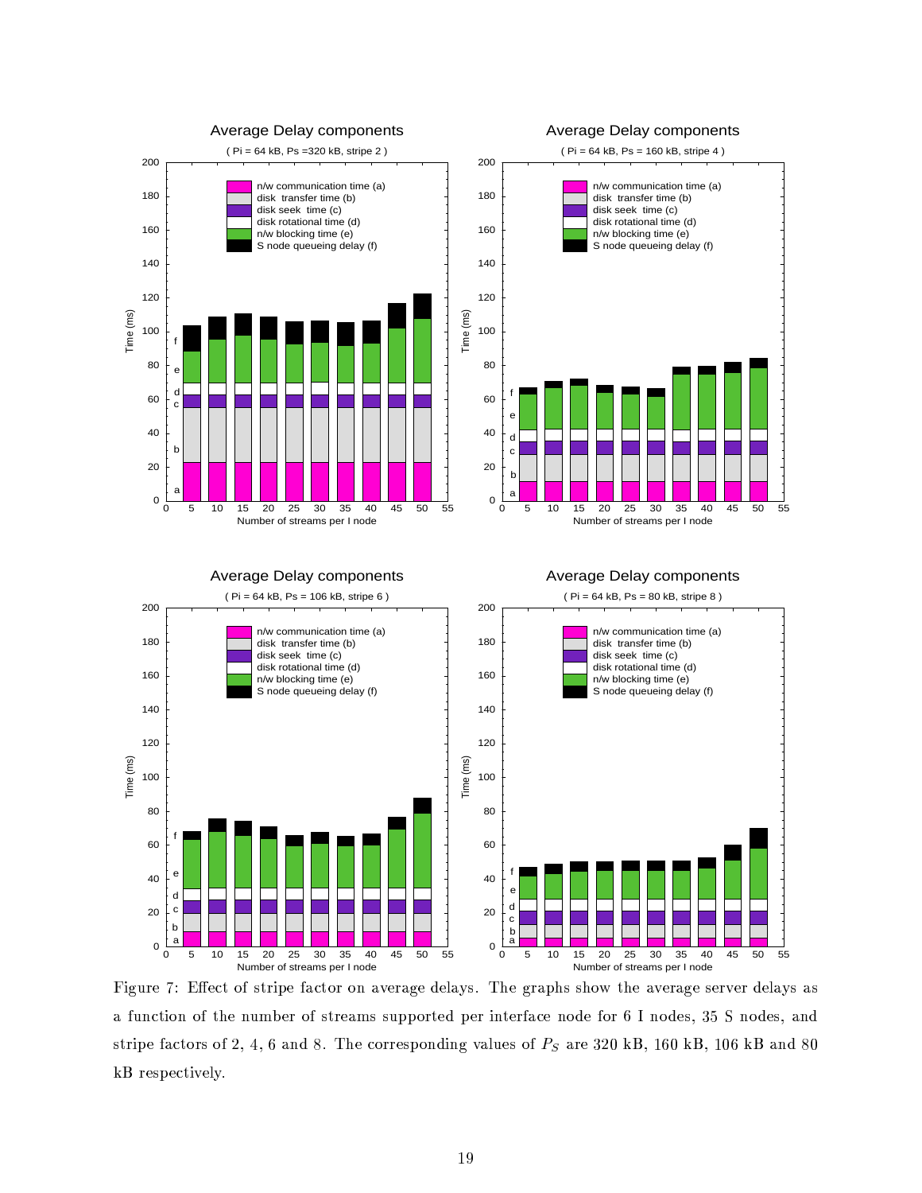Figure 7: Effect of stripe factor on average delays. The graphs show the average server delays as a function of the number of streams supported per interface node for 6 I nodes, 35 S nodes, and stripe factors of 2, 4, 6 and 8. The corresponding values of $P_S$ are 320 kB, 160 kB, 106 kB and 80 kB respectively.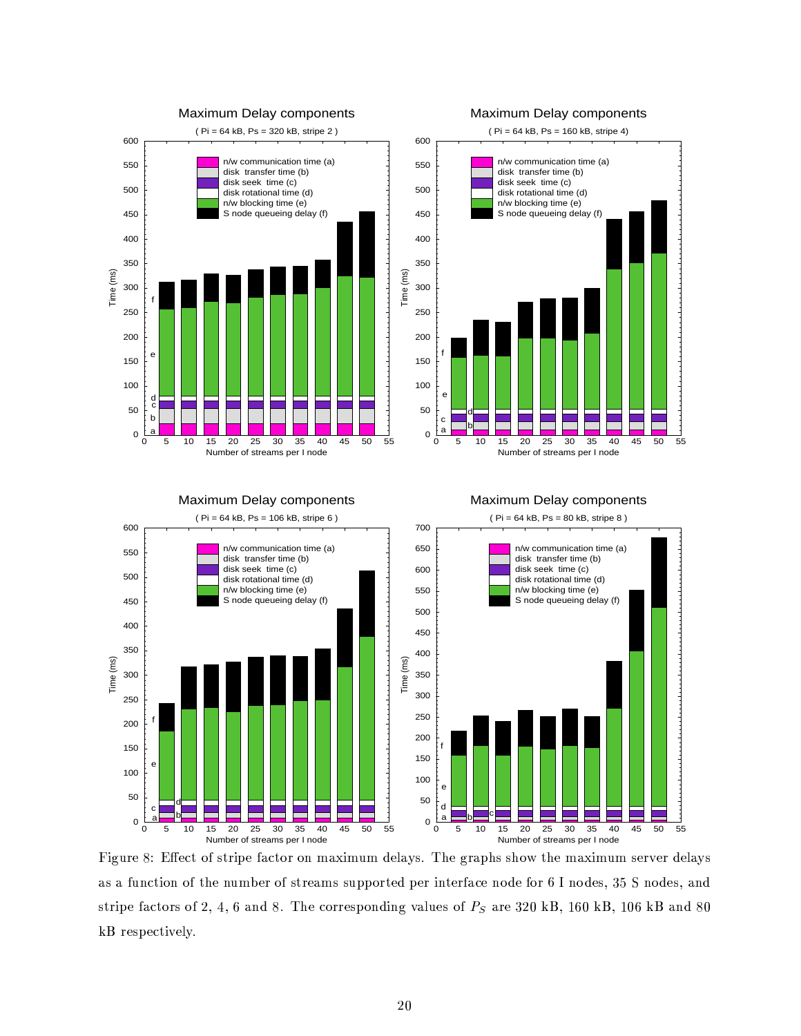Figure 8: Effect of stripe factor on maximum delays. The graphs show the maximum server delays as a function of the number of streams supported per interface node for 6 I nodes, 35 S nodes, and stripe factors of 2, 4, 6 and 8. The corresponding values of $P_S$ are 320 kB, 160 kB, 106 kB and 80 kB respectively.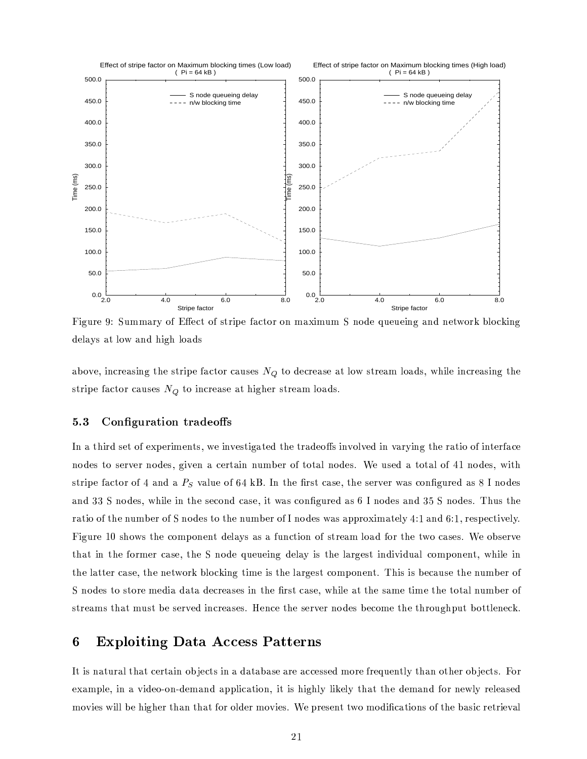Figure 9: Summary of Effect of stripe factor on maximum S node queueing and network blocking delays at low and high loads

above, increasing the stripe factor causes $N_Q$ to decrease at low stream loads, while increasing the stripe factor causes $N_Q$ to increase at higher stream loads.

### 5.3 Configuration tradeoffs

In a third set of experiments, we investigated the tradeoffs involved in varying the ratio of interface nodes to server nodes, given a certain number of total nodes. We used a total of 41 nodes, with stripe factor of 4 and a $P_S$ value of 64 kB. In the first case, the server was configured as 8 I nodes and 33 S nodes, while in the second case, it was configured as 6 I nodes and 35 S nodes. Thus the ratio of the number of S nodes to the number of I nodes was approximately 4:1 and 6:1, respectively. Figure 10 shows the component delays as a function of stream load for the two cases. We observe that in the former case, the S node queueing delay is the largest individual component, while in the latter case, the network blocking time is the largest component. This is because the number of S nodes to store media data decreases in the first case, while at the same time the total number of streams that must be served increases. Hence the server nodes become the throughput bottleneck.

## 6 Exploiting Data Access Patterns

It is natural that certain objects in a database are accessed more frequently than other objects. For example, in a video-on-demand application, it is highly likely that the demand for newly released movies will be higher than that for older movies. We present two modifications of the basic retrieval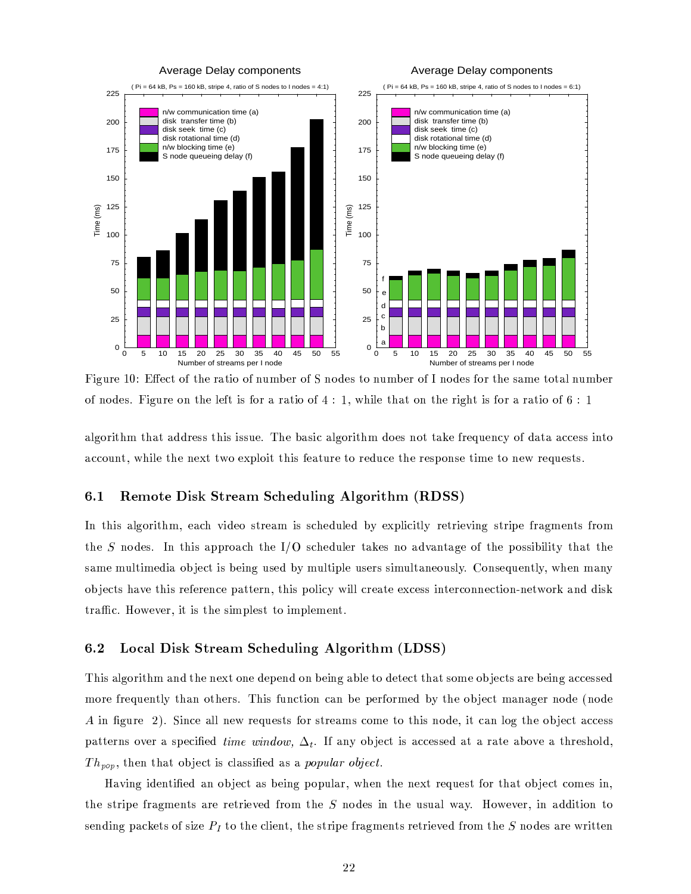Figure 10: Effect of the ratio of number of S nodes to number of I nodes for the same total number of nodes. Figure on the left is for a ratio of $4:1$, while that on the right is for a ratio of $6:1$

algorithm that address this issue. The basic algorithm does not take frequency of data access into account, while the next two exploit this feature to reduce the response time to new requests.

### 6.1 Remote Disk Stream Scheduling Algorithm (RDSS)

In this algorithm, each video stream is scheduled by explicitly retrieving stripe fragments from the $S$ nodes. In this approach the I/O scheduler takes no advantage of the possibility that the same multimedia object is being used by multiple users simultaneously. Consequently, when many objects have this reference pattern, this policy will create excess interconnection-network and disk traffic. However, it is the simplest to implement.

### 6.2 Local Disk Stream Scheduling Algorithm (LDSS)

This algorithm and the next one depend on being able to detect that some objects are being accessed more frequently than others. This function can be performed by the object manager node (node $A$ in figure 2). Since all new requests for streams come to this node, it can log the object access patterns over a specified *time window*, $\Delta_t$. If any object is accessed at a rate above a threshold, $Th_{pop}$, then that object is classified as a *popular object*.

Having identified an object as being popular, when the next request for that object comes in, the stripe fragments are retrieved from the $S$ nodes in the usual way. However, in addition to sending packets of size $P_I$ to the client, the stripe fragments retrieved from the $S$ nodes are written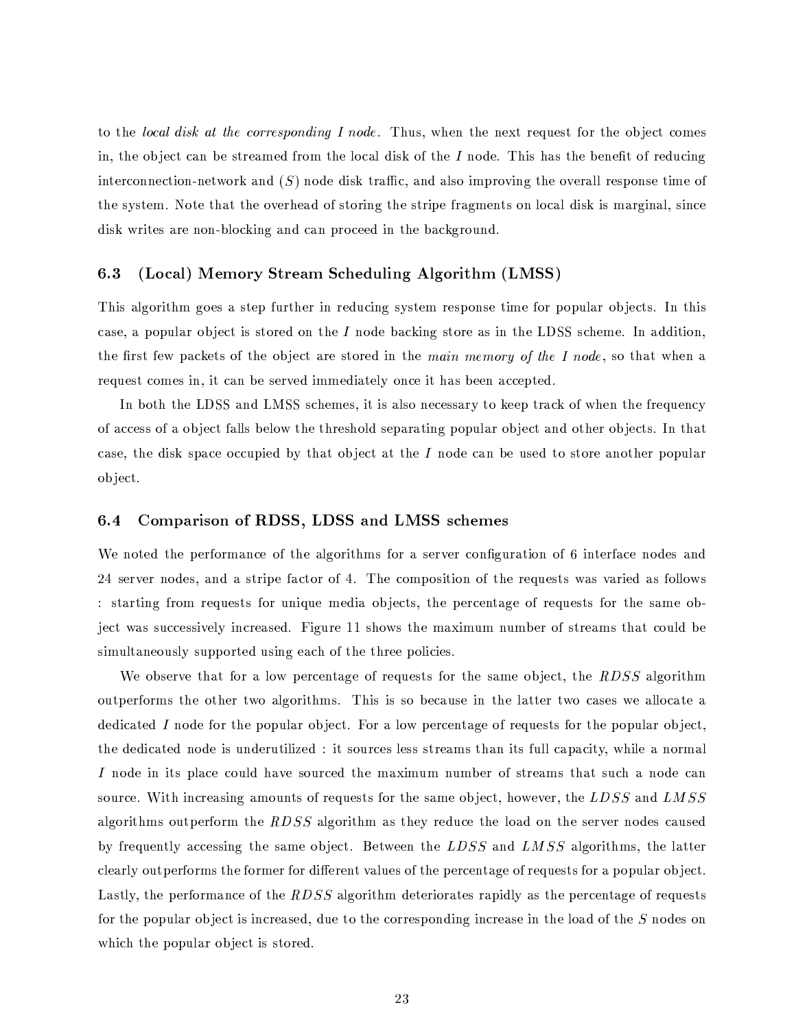to the *local disk at the corresponding I node*. Thus, when the next request for the object comes in, the object can be streamed from the local disk of the $I$ node. This has the benefit of reducing interconnection-network and ($S$) node disk traffic, and also improving the overall response time of the system. Note that the overhead of storing the stripe fragments on local disk is marginal, since disk writes are non-blocking and can proceed in the background.

### 6.3 (Local) Memory Stream Scheduling Algorithm (LMSS)

This algorithm goes a step further in reducing system response time for popular objects. In this case, a popular object is stored on the $I$ node backing store as in the LDSS scheme. In addition, the first few packets of the object are stored in the *main memory of the I node*, so that when a request comes in, it can be served immediately once it has been accepted.

In both the LDSS and LMSS schemes, it is also necessary to keep track of when the frequency of access of a object falls below the threshold separating popular object and other objects. In that case, the disk space occupied by that object at the $I$ node can be used to store another popular object.

### 6.4 Comparison of RDSS, LDSS and LMSS schemes

We noted the performance of the algorithms for a server configuration of 6 interface nodes and 24 server nodes, and a stripe factor of 4. The composition of the requests was varied as follows : starting from requests for unique media objects, the percentage of requests for the same object was successively increased. Figure 11 shows the maximum number of streams that could be simultaneously supported using each of the three policies.

We observe that for a low percentage of requests for the same object, the $RDSS$ algorithm outperforms the other two algorithms. This is so because in the latter two cases we allocate a dedicated $I$ node for the popular object. For a low percentage of requests for the popular object, the dedicated node is underutilized : it sources less streams than its full capacity, while a normal $I$ node in its place could have sourced the maximum number of streams that such a node can source. With increasing amounts of requests for the same object, however, the $LDSS$ and $LMSS$ algorithms outperform the $RDSS$ algorithm as they reduce the load on the server nodes caused by frequently accessing the same object. Between the $LDSS$ and $LMSS$ algorithms, the latter clearly outperforms the former for different values of the percentage of requests for a popular object. Lastly, the performance of the $RDSS$ algorithm deteriorates rapidly as the percentage of requests for the popular object is increased, due to the corresponding increase in the load of the $S$ nodes on which the popular object is stored.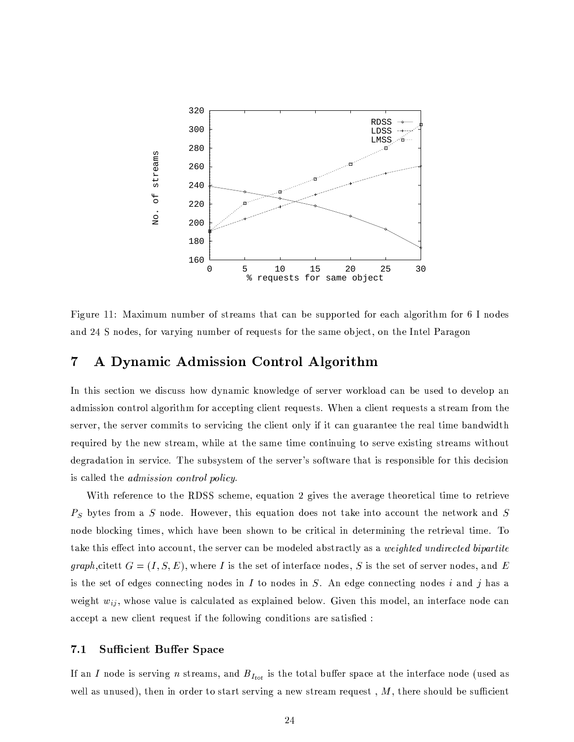Figure 11: Maximum number of streams that can be supported for each algorithm for 6 I nodes and 24 S nodes, for varying number of requests for the same object, on the Intel Paragon

# 7 A Dynamic Admission Control Algorithm

In this section we discuss how dynamic knowledge of server workload can be used to develop an admission control algorithm for accepting client requests. When a client requests a stream from the server, the server commits to servicing the client only if it can guarantee the real time bandwidth required by the new stream, while at the same time continuing to serve existing streams without degradation in service. The subsystem of the server's software that is responsible for this decision is called the *admission control policy*.

With reference to the RDSS scheme, equation 2 gives the average theoretical time to retrieve $P_S$ bytes from a $S$ node. However, this equation does not take into account the network and $S$ node blocking times, which have been shown to be critical in determining the retrieval time. To take this effect into account, the server can be modeled abstractly as a *weighted undirected bipartite graph*,citett $G = (I, S, E)$, where $I$ is the set of interface nodes, $S$ is the set of server nodes, and $E$ is the set of edges connecting nodes in $I$ to nodes in $S$. An edge connecting nodes $i$ and $j$ has a weight $w_{ij}$, whose value is calculated as explained below. Given this model, an interface node can accept a new client request if the following conditions are satisfied :

## 7.1 Sufficient Buffer Space

If an $I$ node is serving $n$ streams, and $B_{I_{tot}}$ is the total buffer space at the interface node (used as well as unused), then in order to start serving a new stream request , $M$, there should be sufficient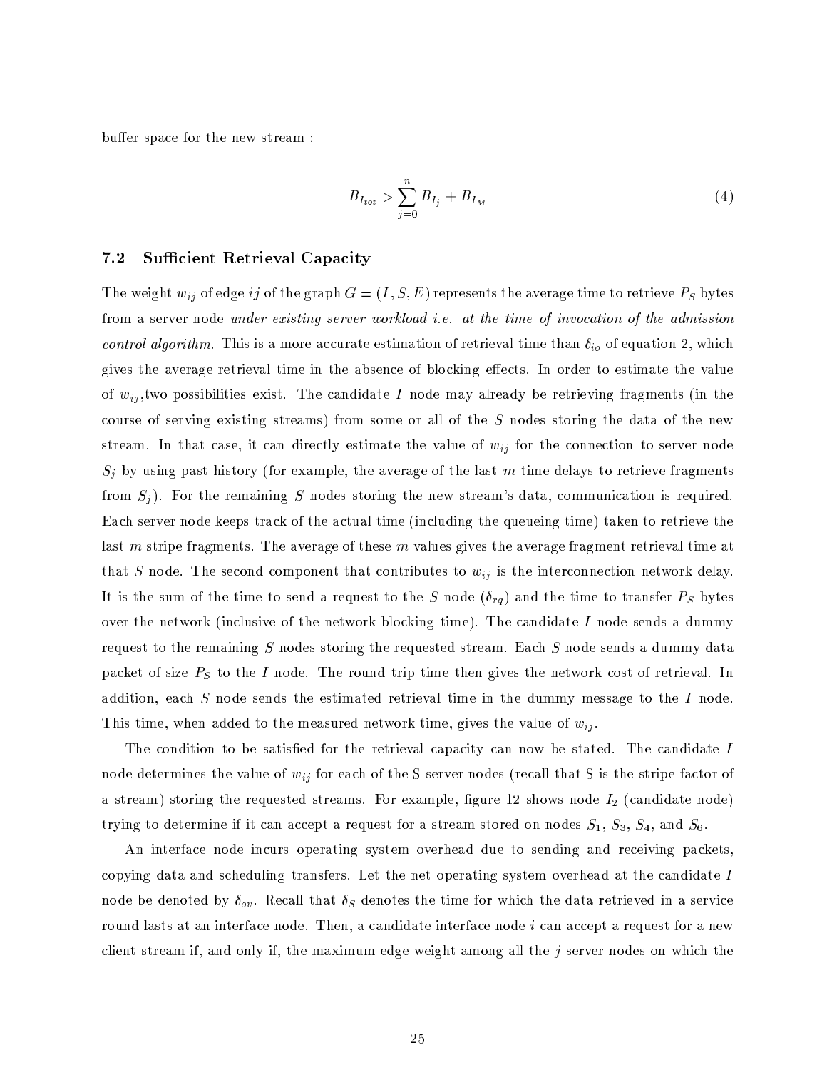buffer space for the new stream :

$$B_{I_{tot}} > \sum_{j=0}^{n} B_{I_j} + B_{I_M} \tag{4}$$

### 7.2 Sufficient Retrieval Capacity

The weight $w_{ij}$ of edge $ij$ of the graph $G = (I, S, E)$ represents the average time to retrieve $P_S$ bytes from a server node *under existing server workload i.e. at the time of invocation of the admission control algorithm.* This is a more accurate estimation of retrieval time than $\delta_{io}$ of equation 2, which gives the average retrieval time in the absence of blocking effects. In order to estimate the value of $w_{ij}$,two possibilities exist. The candidate $I$ node may already be retrieving fragments (in the course of serving existing streams) from some or all of the $S$ nodes storing the data of the new stream. In that case, it can directly estimate the value of $w_{ij}$ for the connection to server node $S_j$ by using past history (for example, the average of the last $m$ time delays to retrieve fragments from $S_j$). For the remaining $S$ nodes storing the new stream's data, communication is required. Each server node keeps track of the actual time (including the queueing time) taken to retrieve the last $m$ stripe fragments. The average of these $m$ values gives the average fragment retrieval time at that $S$ node. The second component that contributes to $w_{ij}$ is the interconnection network delay. It is the sum of the time to send a request to the $S$ node ($\delta_{rq}$) and the time to transfer $P_S$ bytes over the network (inclusive of the network blocking time). The candidate $I$ node sends a dummy request to the remaining $S$ nodes storing the requested stream. Each $S$ node sends a dummy data packet of size $P_S$ to the $I$ node. The round trip time then gives the network cost of retrieval. In addition, each $S$ node sends the estimated retrieval time in the dummy message to the $I$ node. This time, when added to the measured network time, gives the value of $w_{ij}$.

The condition to be satisfied for the retrieval capacity can now be stated. The candidate $I$ node determines the value of $w_{ij}$ for each of the S server nodes (recall that S is the stripe factor of a stream) storing the requested streams. For example, figure 12 shows node $I_2$ (candidate node) trying to determine if it can accept a request for a stream stored on nodes $S_1$, $S_3$, $S_4$, and $S_6$.

An interface node incurs operating system overhead due to sending and receiving packets, copying data and scheduling transfers. Let the net operating system overhead at the candidate $I$ node be denoted by $\delta_{ov}$. Recall that $\delta_S$ denotes the time for which the data retrieved in a service round lasts at an interface node. Then, a candidate interface node $i$ can accept a request for a new client stream if, and only if, the maximum edge weight among all the $j$ server nodes on which the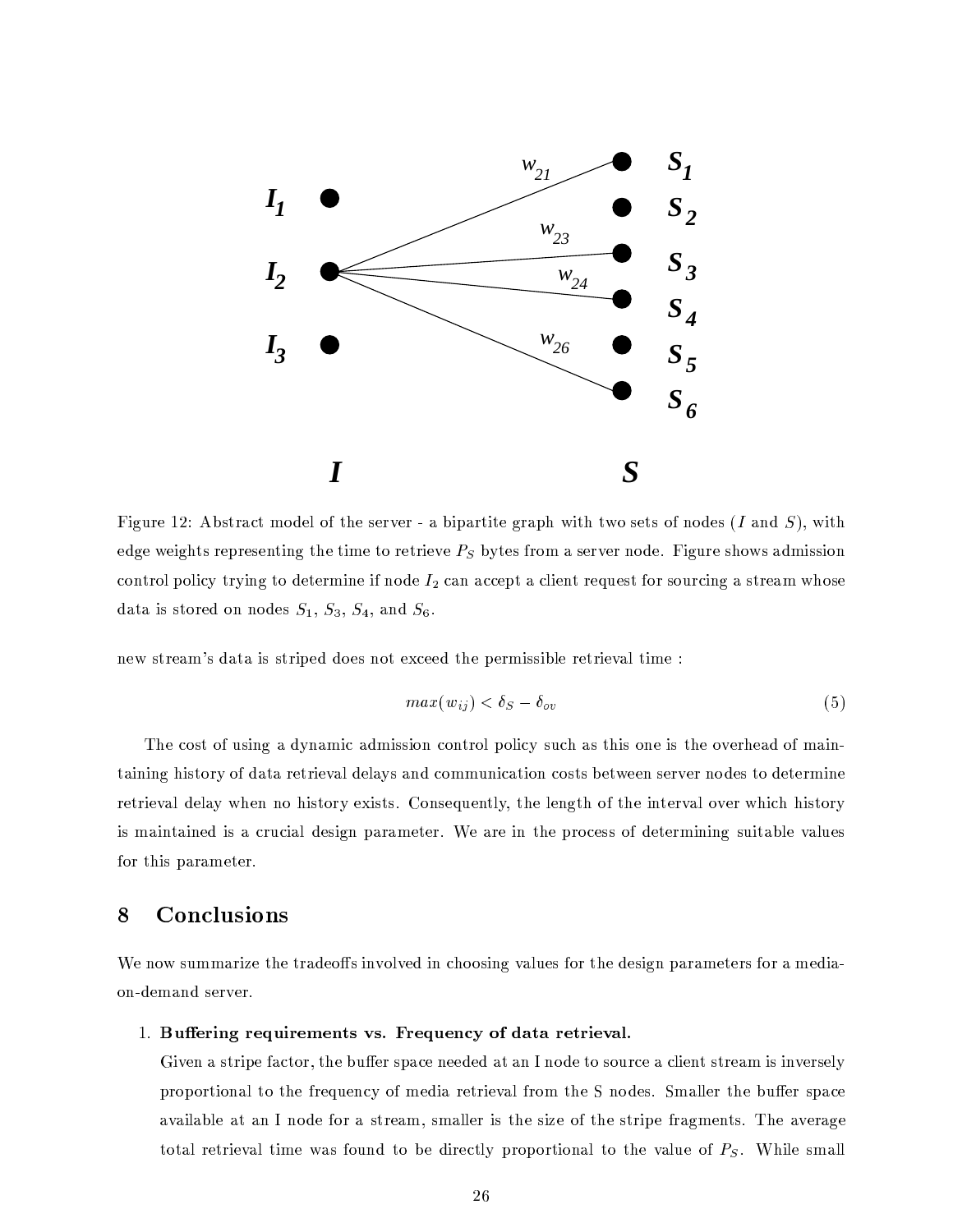Figure 12: Abstract model of the server - a bipartite graph with two sets of nodes ($I$ and $S$), with edge weights representing the time to retrieve $P_S$ bytes from a server node. Figure shows admission control policy trying to determine if node $I_2$ can accept a client request for sourcing a stream whose data is stored on nodes $S_1$, $S_3$, $S_4$, and $S_6$.

new stream's data is striped does not exceed the permissible retrieval time :

$$max(w_{ij}) < \delta_S - \delta_{ov} \tag{5}$$

The cost of using a dynamic admission control policy such as this one is the overhead of maintaining history of data retrieval delays and communication costs between server nodes to determine retrieval delay when no history exists. Consequently, the length of the interval over which history is maintained is a crucial design parameter. We are in the process of determining suitable values for this parameter.

## 8 Conclusions

We now summarize the tradeoffs involved in choosing values for the design parameters for a media-on-demand server.

1. **Buffering requirements vs. Frequency of data retrieval.**
   Given a stripe factor, the buffer space needed at an I node to source a client stream is inversely proportional to the frequency of media retrieval from the S nodes. Smaller the buffer space available at an I node for a stream, smaller is the size of the stripe fragments. The average total retrieval time was found to be directly proportional to the value of $P_S$. While small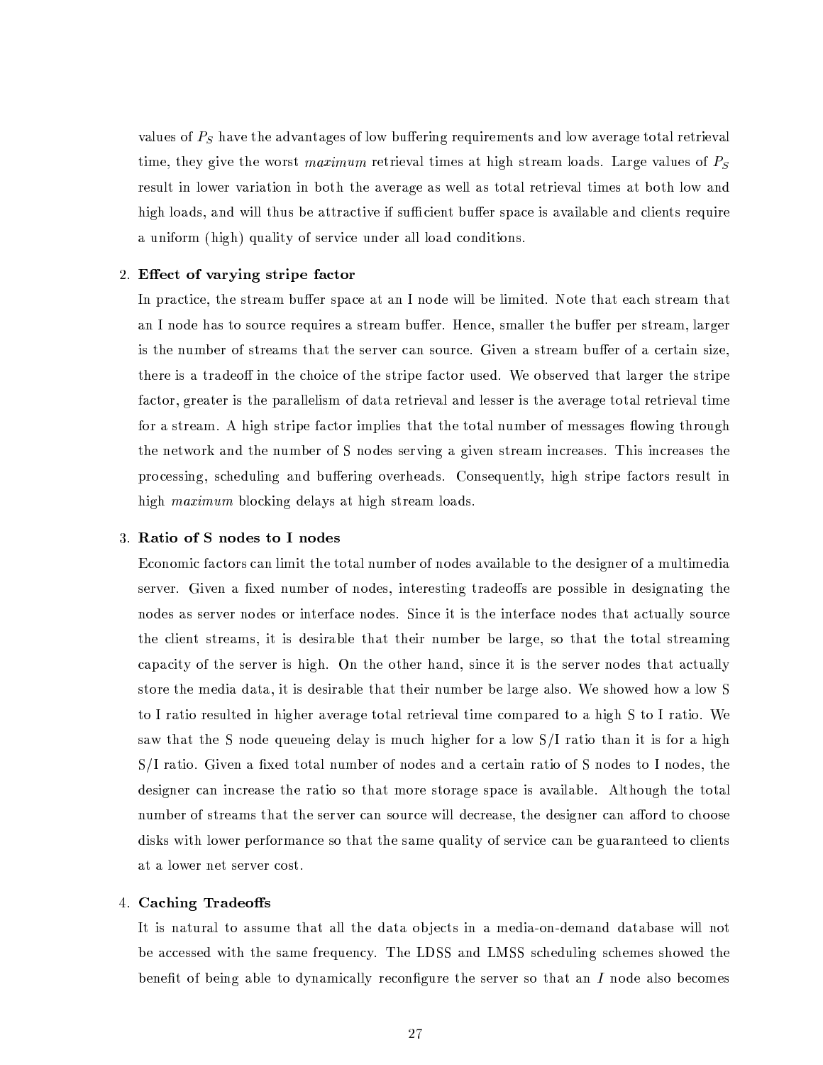values of $P_S$ have the advantages of low buffering requirements and low average total retrieval time, they give the worst *maximum* retrieval times at high stream loads. Large values of $P_S$ result in lower variation in both the average as well as total retrieval times at both low and high loads, and will thus be attractive if sufficient buffer space is available and clients require a uniform (high) quality of service under all load conditions.

2. **Effect of varying stripe factor**

   In practice, the stream buffer space at an I node will be limited. Note that each stream that an I node has to source requires a stream buffer. Hence, smaller the buffer per stream, larger is the number of streams that the server can source. Given a stream buffer of a certain size, there is a tradeoff in the choice of the stripe factor used. We observed that larger the stripe factor, greater is the parallelism of data retrieval and lesser is the average total retrieval time for a stream. A high stripe factor implies that the total number of messages flowing through the network and the number of S nodes serving a given stream increases. This increases the processing, scheduling and buffering overheads. Consequently, high stripe factors result in high *maximum* blocking delays at high stream loads.

3. **Ratio of S nodes to I nodes**

   Economic factors can limit the total number of nodes available to the designer of a multimedia server. Given a fixed number of nodes, interesting tradeoffs are possible in designating the nodes as server nodes or interface nodes. Since it is the interface nodes that actually source the client streams, it is desirable that their number be large, so that the total streaming capacity of the server is high. On the other hand, since it is the server nodes that actually store the media data, it is desirable that their number be large also. We showed how a low S to I ratio resulted in higher average total retrieval time compared to a high S to I ratio. We saw that the S node queueing delay is much higher for a low S/I ratio than it is for a high S/I ratio. Given a fixed total number of nodes and a certain ratio of S nodes to I nodes, the designer can increase the ratio so that more storage space is available. Although the total number of streams that the server can source will decrease, the designer can afford to choose disks with lower performance so that the same quality of service can be guaranteed to clients at a lower net server cost.

4. **Caching Tradeoffs**

   It is natural to assume that all the data objects in a media-on-demand database will not be accessed with the same frequency. The LDSS and LMSS scheduling schemes showed the benefit of being able to dynamically reconfigure the server so that an *I* node also becomes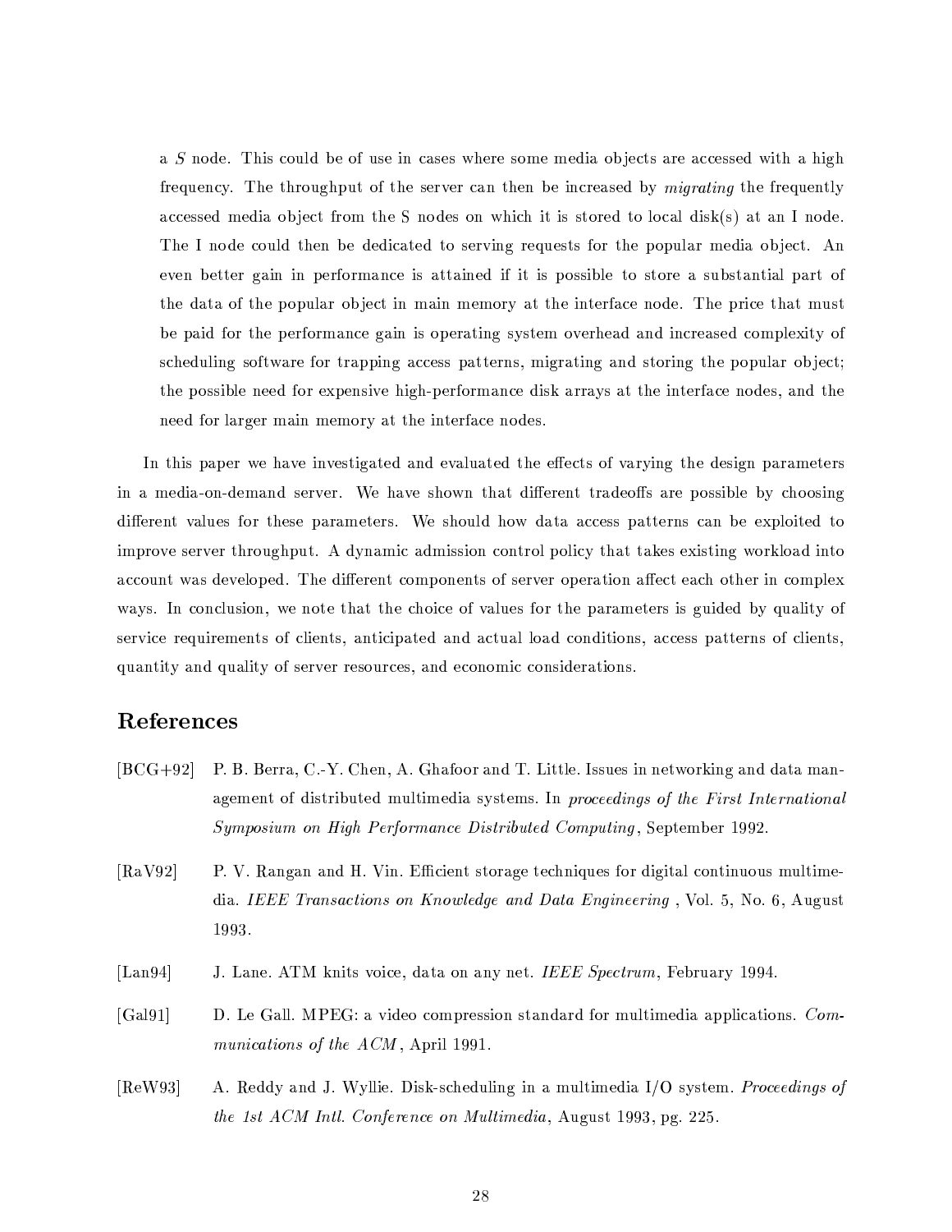a $S$ node. This could be of use in cases where some media objects are accessed with a high frequency. The throughput of the server can then be increased by *migrating* the frequently accessed media object from the S nodes on which it is stored to local disk(s) at an I node. The I node could then be dedicated to serving requests for the popular media object. An even better gain in performance is attained if it is possible to store a substantial part of the data of the popular object in main memory at the interface node. The price that must be paid for the performance gain is operating system overhead and increased complexity of scheduling software for trapping access patterns, migrating and storing the popular object; the possible need for expensive high-performance disk arrays at the interface nodes, and the need for larger main memory at the interface nodes.

In this paper we have investigated and evaluated the effects of varying the design parameters in a media-on-demand server. We have shown that different tradeoffs are possible by choosing different values for these parameters. We should how data access patterns can be exploited to improve server throughput. A dynamic admission control policy that takes existing workload into account was developed. The different components of server operation affect each other in complex ways. In conclusion, we note that the choice of values for the parameters is guided by quality of service requirements of clients, anticipated and actual load conditions, access patterns of clients, quantity and quality of server resources, and economic considerations.

## References

[BCG+92] P. B. Berra, C.-Y. Chen, A. Ghafoor and T. Little. Issues in networking and data management of distributed multimedia systems. In *proceedings of the First International Symposium on High Performance Distributed Computing*, September 1992.

[RaV92] P. V. Rangan and H. Vin. Efficient storage techniques for digital continuous multimedia. *IEEE Transactions on Knowledge and Data Engineering* , Vol. 5, No. 6, August 1993.

[Lan94] J. Lane. ATM knits voice, data on any net. *IEEE Spectrum*, February 1994.

[Gal91] D. Le Gall. MPEG: a video compression standard for multimedia applications. *Communications of the ACM*, April 1991.

[ReW93] A. Reddy and J. Wyllie. Disk-scheduling in a multimedia I/O system. *Proceedings of the 1st ACM Intl. Conference on Multimedia*, August 1993, pg. 225.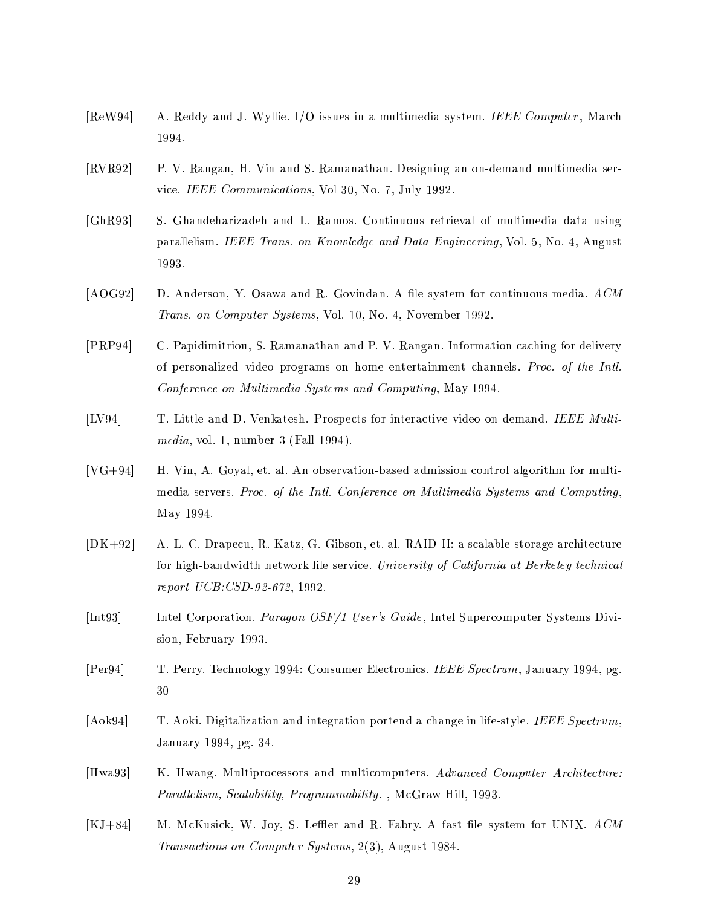[ReW94] A. Reddy and J. Wyllie. I/O issues in a multimedia system. *IEEE Computer*, March 1994.

[RVR92] P. V. Rangan, H. Vin and S. Ramanathan. Designing an on-demand multimedia service. *IEEE Communications*, Vol 30, No. 7, July 1992.

[GhR93] S. Ghandeharizadeh and L. Ramos. Continuous retrieval of multimedia data using parallelism. *IEEE Trans. on Knowledge and Data Engineering*, Vol. 5, No. 4, August 1993.

[AOG92] D. Anderson, Y. Osawa and R. Govindan. A file system for continuous media. *ACM Trans. on Computer Systems*, Vol. 10, No. 4, November 1992.

[PRP94] C. Papidimitriou, S. Ramanathan and P. V. Rangan. Information caching for delivery of personalized video programs on home entertainment channels. *Proc. of the Intl. Conference on Multimedia Systems and Computing*, May 1994.

[LV94] T. Little and D. Venkatesh. Prospects for interactive video-on-demand. *IEEE Multimedia*, vol. 1, number 3 (Fall 1994).

[VG+94] H. Vin, A. Goyal, et. al. An observation-based admission control algorithm for multimedia servers. *Proc. of the Intl. Conference on Multimedia Systems and Computing*, May 1994.

[DK+92] A. L. C. Drapecu, R. Katz, G. Gibson, et. al. RAID-II: a scalable storage architecture for high-bandwidth network file service. *University of California at Berkeley technical report UCB:CSD-92-672*, 1992.

[Int93] Intel Corporation. *Paragon OSF/1 User's Guide*, Intel Supercomputer Systems Division, February 1993.

[Per94] T. Perry. Technology 1994: Consumer Electronics. *IEEE Spectrum*, January 1994, pg. 30

[Aok94] T. Aoki. Digitalization and integration portend a change in life-style. *IEEE Spectrum*, January 1994, pg. 34.

[Hwa93] K. Hwang. Multiprocessors and multicomputers. *Advanced Computer Architecture: Parallelism, Scalability, Programmability.* , McGraw Hill, 1993.

[KJ+84] M. McKusick, W. Joy, S. Leffler and R. Fabry. A fast file system for UNIX. *ACM Transactions on Computer Systems*, 2(3), August 1984.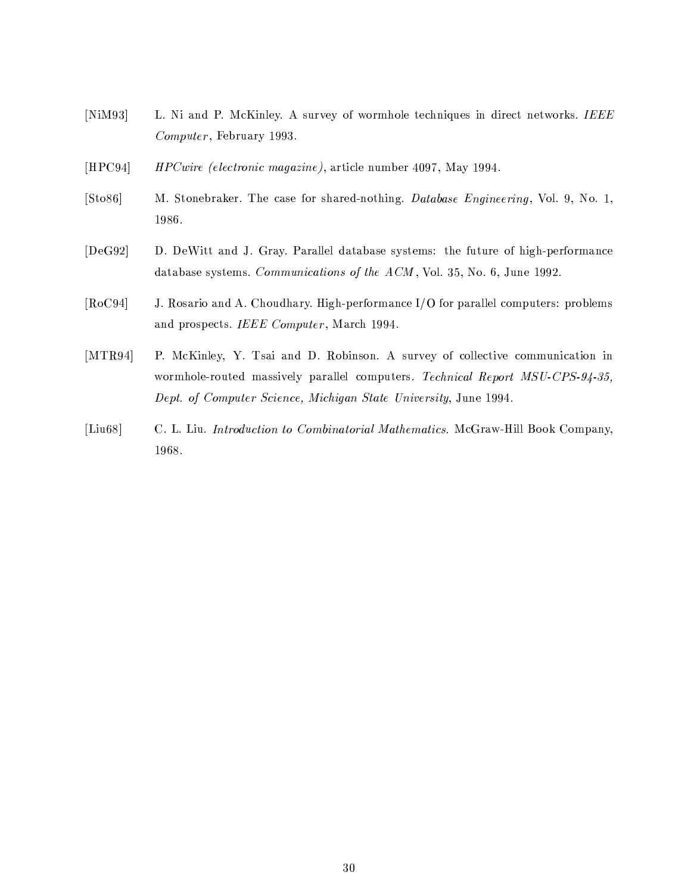[NiM93] L. Ni and P. McKinley. A survey of wormhole techniques in direct networks. *IEEE Computer*, February 1993.

[HPC94] *HPCwire (electronic magazine)*, article number 4097, May 1994.

[Sto86] M. Stonebraker. The case for shared-nothing. *Database Engineering*, Vol. 9, No. 1, 1986.

[DeG92] D. DeWitt and J. Gray. Parallel database systems: the future of high-performance database systems. *Communications of the ACM*, Vol. 35, No. 6, June 1992.

[RoC94] J. Rosario and A. Choudhary. High-performance I/O for parallel computers: problems and prospects. *IEEE Computer*, March 1994.

[MTR94] P. McKinley, Y. Tsai and D. Robinson. A survey of collective communication in wormhole-routed massively parallel computers. *Technical Report MSU-CPS-94-35, Dept. of Computer Science, Michigan State University*, June 1994.

[Liu68] C. L. Liu. *Introduction to Combinatorial Mathematics.* McGraw-Hill Book Company, 1968.